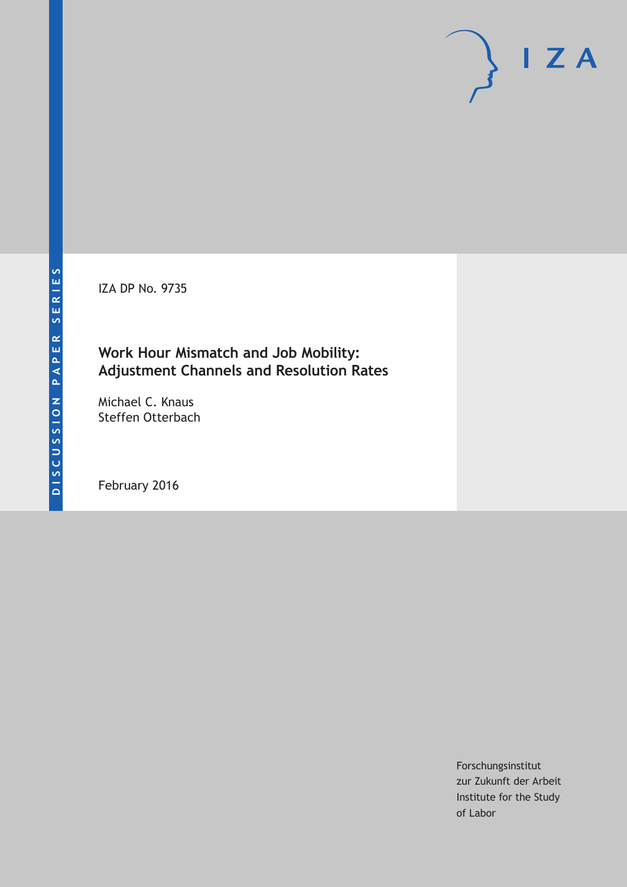DISCUSSION PAPER SERIES

IZA DP No. 9735

# Work Hour Mismatch and Job Mobility: Adjustment Channels and Resolution Rates

Michael C. Knaus
Steffen Otterbach

February 2016

Forschungsinstitut
zur Zukunft der Arbeit
Institute for the Study
of Labor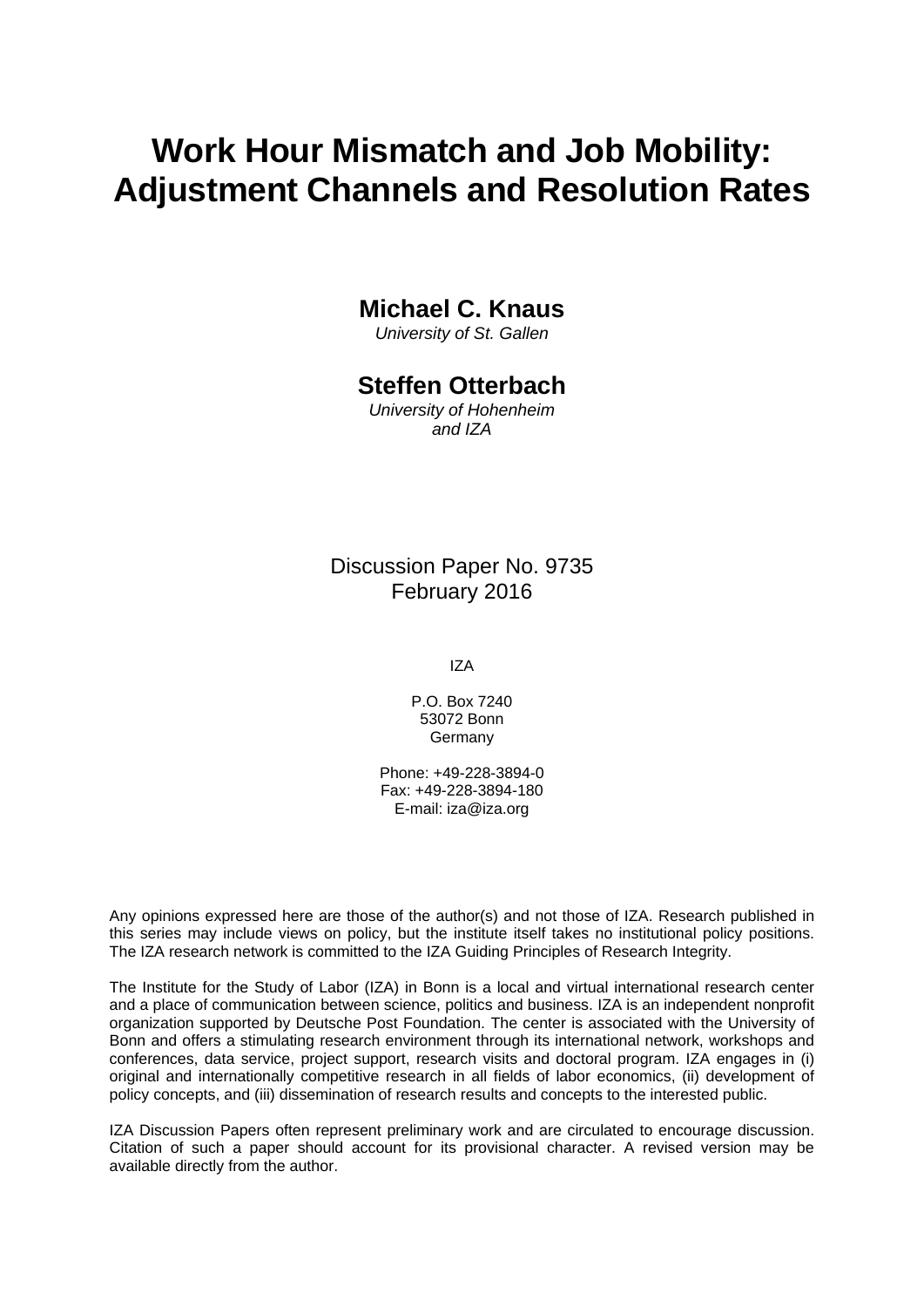# Work Hour Mismatch and Job Mobility: Adjustment Channels and Resolution Rates

**Michael C. Knaus**
*University of St. Gallen*

**Steffen Otterbach**
*University of Hohenheim and IZA*

Discussion Paper No. 9735
February 2016

IZA

P.O. Box 7240
53072 Bonn
Germany

Phone: +49-228-3894-0
Fax: +49-228-3894-180
E-mail: iza@iza.org

Any opinions expressed here are those of the author(s) and not those of IZA. Research published in this series may include views on policy, but the institute itself takes no institutional policy positions. The IZA research network is committed to the IZA Guiding Principles of Research Integrity.

The Institute for the Study of Labor (IZA) in Bonn is a local and virtual international research center and a place of communication between science, politics and business. IZA is an independent nonprofit organization supported by Deutsche Post Foundation. The center is associated with the University of Bonn and offers a stimulating research environment through its international network, workshops and conferences, data service, project support, research visits and doctoral program. IZA engages in (i) original and internationally competitive research in all fields of labor economics, (ii) development of policy concepts, and (iii) dissemination of research results and concepts to the interested public.

IZA Discussion Papers often represent preliminary work and are circulated to encourage discussion. Citation of such a paper should account for its provisional character. A revised version may be available directly from the author.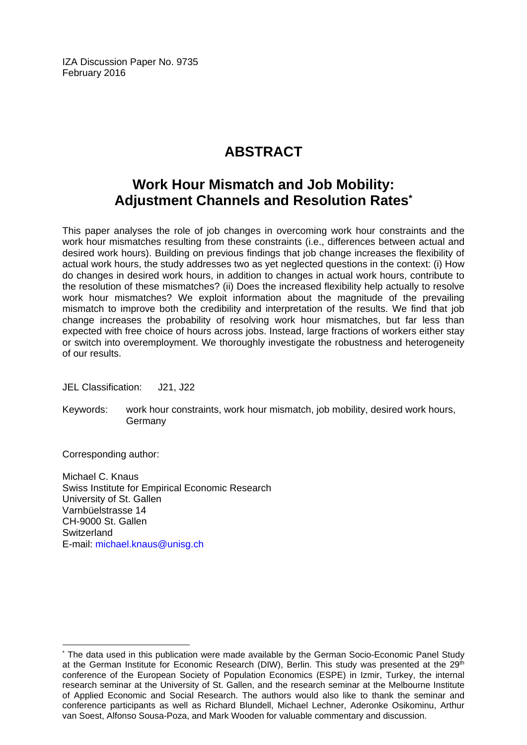IZA Discussion Paper No. 9735
February 2016

# ABSTRACT

## Work Hour Mismatch and Job Mobility: Adjustment Channels and Resolution Rates*

This paper analyses the role of job changes in overcoming work hour constraints and the work hour mismatches resulting from these constraints (i.e., differences between actual and desired work hours). Building on previous findings that job change increases the flexibility of actual work hours, the study addresses two as yet neglected questions in the context: (i) How do changes in desired work hours, in addition to changes in actual work hours, contribute to the resolution of these mismatches? (ii) Does the increased flexibility help actually to resolve work hour mismatches? We exploit information about the magnitude of the prevailing mismatch to improve both the credibility and interpretation of the results. We find that job change increases the probability of resolving work hour mismatches, but far less than expected with free choice of hours across jobs. Instead, large fractions of workers either stay or switch into overemployment. We thoroughly investigate the robustness and heterogeneity of our results.

JEL Classification: J21, J22

Keywords: work hour constraints, work hour mismatch, job mobility, desired work hours, Germany

Corresponding author:

Michael C. Knaus
Swiss Institute for Empirical Economic Research
University of St. Gallen
Varnbüelstrasse 14
CH-9000 St. Gallen
Switzerland
E-mail: michael.knaus@unisg.ch

---

* The data used in this publication were made available by the German Socio-Economic Panel Study at the German Institute for Economic Research (DIW), Berlin. This study was presented at the 29th conference of the European Society of Population Economics (ESPE) in Izmir, Turkey, the internal research seminar at the University of St. Gallen, and the research seminar at the Melbourne Institute of Applied Economic and Social Research. The authors would also like to thank the seminar and conference participants as well as Richard Blundell, Michael Lechner, Aderonke Osikominu, Arthur van Soest, Alfonso Sousa-Poza, and Mark Wooden for valuable commentary and discussion.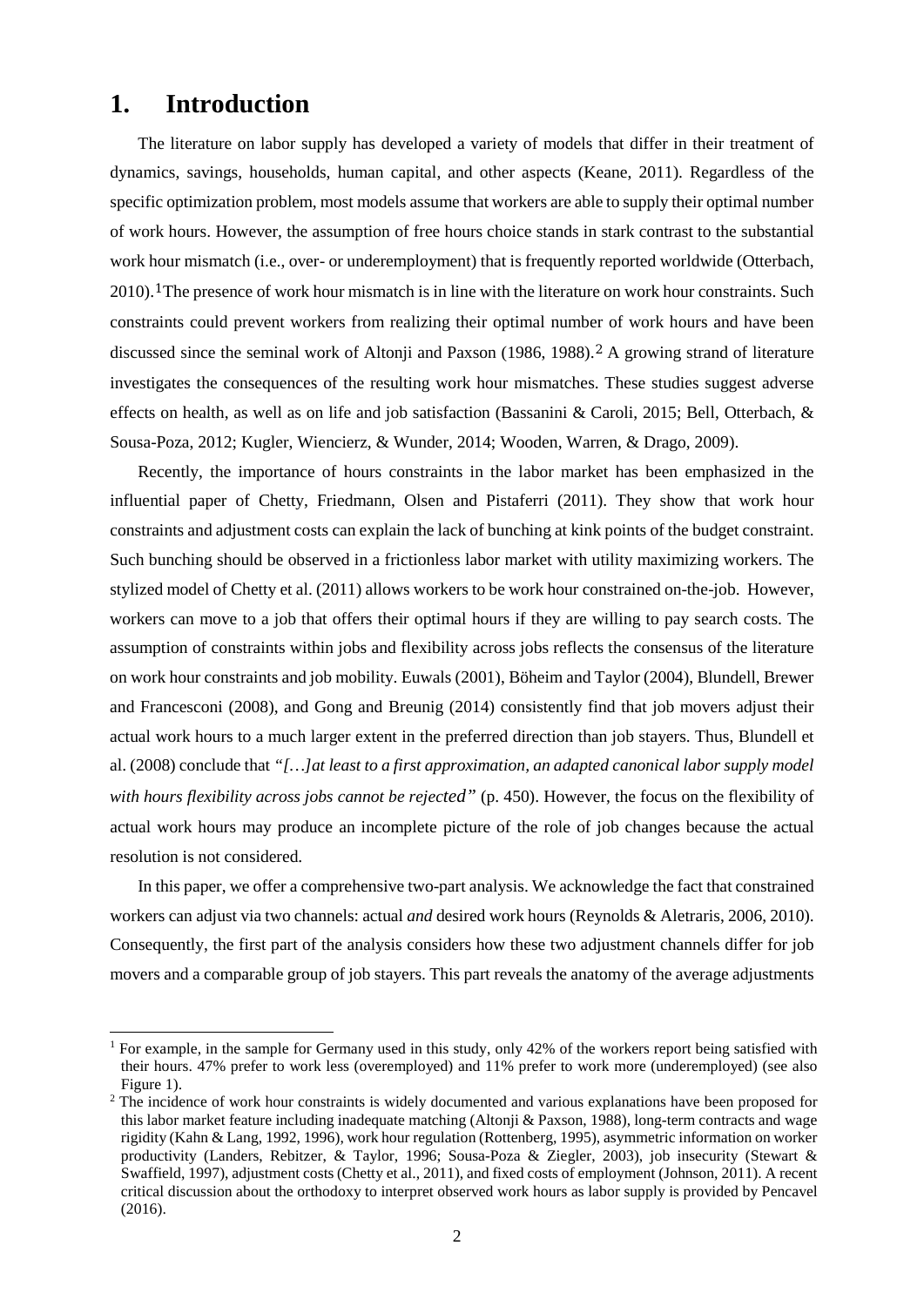# 1. Introduction

The literature on labor supply has developed a variety of models that differ in their treatment of dynamics, savings, households, human capital, and other aspects (Keane, 2011). Regardless of the specific optimization problem, most models assume that workers are able to supply their optimal number of work hours. However, the assumption of free hours choice stands in stark contrast to the substantial work hour mismatch (i.e., over- or underemployment) that is frequently reported worldwide (Otterbach, 2010).[1] The presence of work hour mismatch is in line with the literature on work hour constraints. Such constraints could prevent workers from realizing their optimal number of work hours and have been discussed since the seminal work of Altonji and Paxson (1986, 1988).[2] A growing strand of literature investigates the consequences of the resulting work hour mismatches. These studies suggest adverse effects on health, as well as on life and job satisfaction (Bassanini & Caroli, 2015; Bell, Otterbach, & Sousa-Poza, 2012; Kugler, Wiencierz, & Wunder, 2014; Wooden, Warren, & Drago, 2009).

Recently, the importance of hours constraints in the labor market has been emphasized in the influential paper of Chetty, Friedmann, Olsen and Pistaferri (2011). They show that work hour constraints and adjustment costs can explain the lack of bunching at kink points of the budget constraint. Such bunching should be observed in a frictionless labor market with utility maximizing workers. The stylized model of Chetty et al. (2011) allows workers to be work hour constrained on-the-job. However, workers can move to a job that offers their optimal hours if they are willing to pay search costs. The assumption of constraints within jobs and flexibility across jobs reflects the consensus of the literature on work hour constraints and job mobility. Euwals (2001), Böheim and Taylor (2004), Blundell, Brewer and Francesconi (2008), and Gong and Breunig (2014) consistently find that job movers adjust their actual work hours to a much larger extent in the preferred direction than job stayers. Thus, Blundell et al. (2008) conclude that *"[…]at least to a first approximation, an adapted canonical labor supply model with hours flexibility across jobs cannot be rejected"* (p. 450). However, the focus on the flexibility of actual work hours may produce an incomplete picture of the role of job changes because the actual resolution is not considered.

In this paper, we offer a comprehensive two-part analysis. We acknowledge the fact that constrained workers can adjust via two channels: actual *and* desired work hours (Reynolds & Aletraris, 2006, 2010). Consequently, the first part of the analysis considers how these two adjustment channels differ for job movers and a comparable group of job stayers. This part reveals the anatomy of the average adjustments

---

[1] For example, in the sample for Germany used in this study, only 42% of the workers report being satisfied with their hours. 47% prefer to work less (overemployed) and 11% prefer to work more (underemployed) (see also Figure 1).

[2] The incidence of work hour constraints is widely documented and various explanations have been proposed for this labor market feature including inadequate matching (Altonji & Paxson, 1988), long-term contracts and wage rigidity (Kahn & Lang, 1992, 1996), work hour regulation (Rottenberg, 1995), asymmetric information on worker productivity (Landers, Rebitzer, & Taylor, 1996; Sousa-Poza & Ziegler, 2003), job insecurity (Stewart & Swaffield, 1997), adjustment costs (Chetty et al., 2011), and fixed costs of employment (Johnson, 2011). A recent critical discussion about the orthodoxy to interpret observed work hours as labor supply is provided by Pencavel (2016).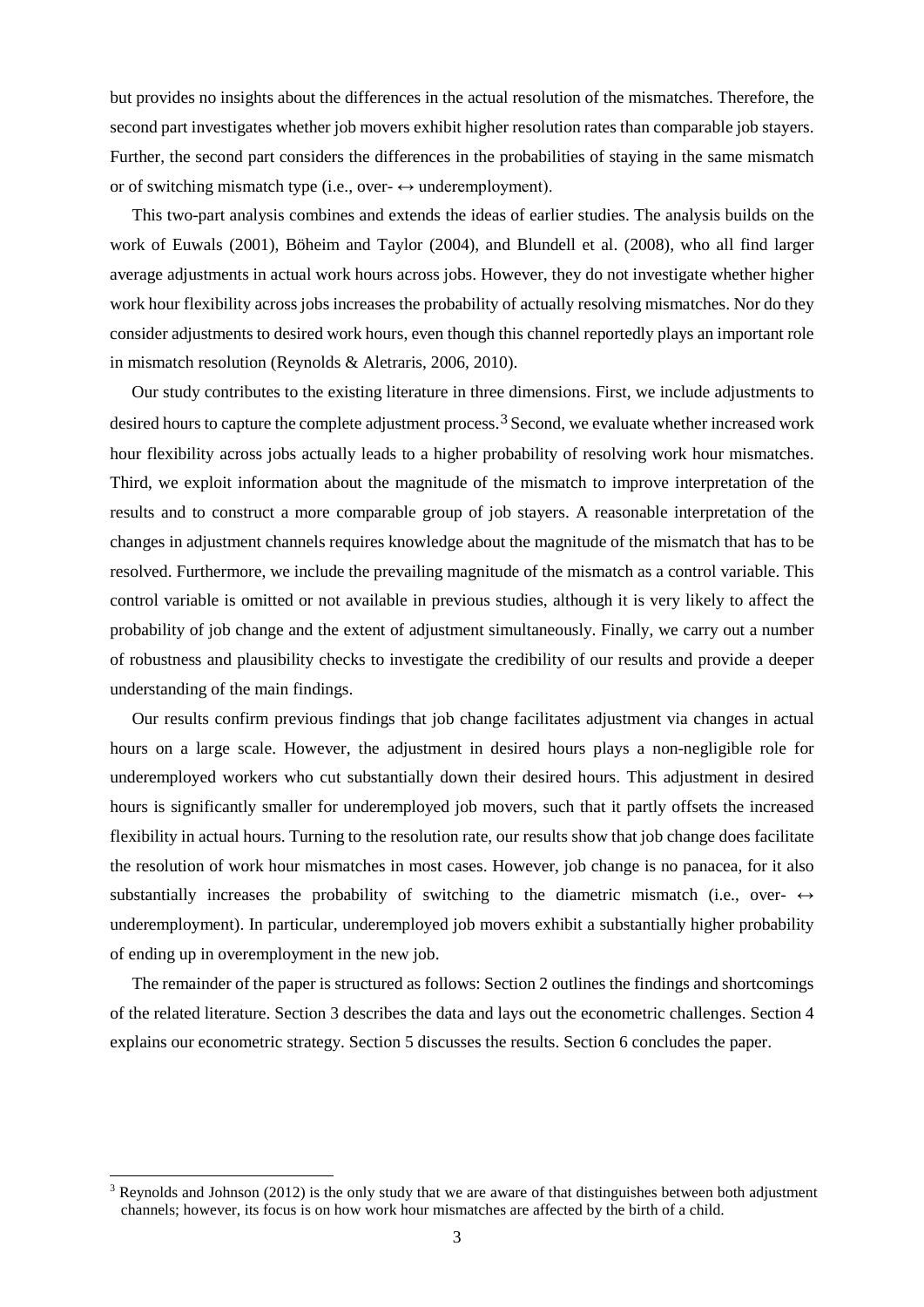but provides no insights about the differences in the actual resolution of the mismatches. Therefore, the second part investigates whether job movers exhibit higher resolution rates than comparable job stayers. Further, the second part considers the differences in the probabilities of staying in the same mismatch or of switching mismatch type (i.e., over- ↔ underemployment).

This two-part analysis combines and extends the ideas of earlier studies. The analysis builds on the work of Euwals (2001), Böheim and Taylor (2004), and Blundell et al. (2008), who all find larger average adjustments in actual work hours across jobs. However, they do not investigate whether higher work hour flexibility across jobs increases the probability of actually resolving mismatches. Nor do they consider adjustments to desired work hours, even though this channel reportedly plays an important role in mismatch resolution (Reynolds & Aletraris, 2006, 2010).

Our study contributes to the existing literature in three dimensions. First, we include adjustments to desired hours to capture the complete adjustment process.[3] Second, we evaluate whether increased work hour flexibility across jobs actually leads to a higher probability of resolving work hour mismatches. Third, we exploit information about the magnitude of the mismatch to improve interpretation of the results and to construct a more comparable group of job stayers. A reasonable interpretation of the changes in adjustment channels requires knowledge about the magnitude of the mismatch that has to be resolved. Furthermore, we include the prevailing magnitude of the mismatch as a control variable. This control variable is omitted or not available in previous studies, although it is very likely to affect the probability of job change and the extent of adjustment simultaneously. Finally, we carry out a number of robustness and plausibility checks to investigate the credibility of our results and provide a deeper understanding of the main findings.

Our results confirm previous findings that job change facilitates adjustment via changes in actual hours on a large scale. However, the adjustment in desired hours plays a non-negligible role for underemployed workers who cut substantially down their desired hours. This adjustment in desired hours is significantly smaller for underemployed job movers, such that it partly offsets the increased flexibility in actual hours. Turning to the resolution rate, our results show that job change does facilitate the resolution of work hour mismatches in most cases. However, job change is no panacea, for it also substantially increases the probability of switching to the diametric mismatch (i.e., over- ↔ underemployment). In particular, underemployed job movers exhibit a substantially higher probability of ending up in overemployment in the new job.

The remainder of the paper is structured as follows: Section 2 outlines the findings and shortcomings of the related literature. Section 3 describes the data and lays out the econometric challenges. Section 4 explains our econometric strategy. Section 5 discusses the results. Section 6 concludes the paper.

[3] Reynolds and Johnson (2012) is the only study that we are aware of that distinguishes between both adjustment channels; however, its focus is on how work hour mismatches are affected by the birth of a child.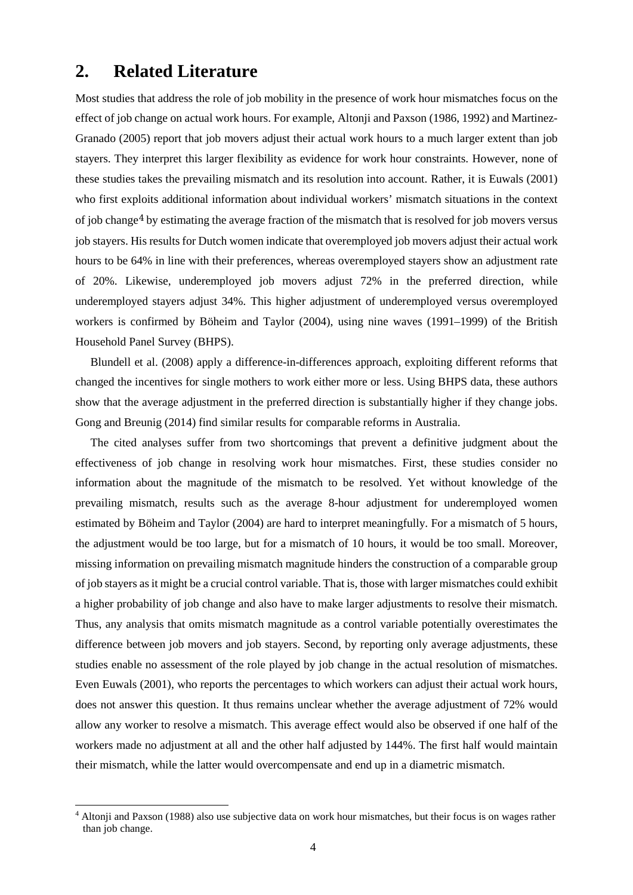## 2. Related Literature

Most studies that address the role of job mobility in the presence of work hour mismatches focus on the effect of job change on actual work hours. For example, Altonji and Paxson (1986, 1992) and Martinez-Granado (2005) report that job movers adjust their actual work hours to a much larger extent than job stayers. They interpret this larger flexibility as evidence for work hour constraints. However, none of these studies takes the prevailing mismatch and its resolution into account. Rather, it is Euwals (2001) who first exploits additional information about individual workers' mismatch situations in the context of job change[4] by estimating the average fraction of the mismatch that is resolved for job movers versus job stayers. His results for Dutch women indicate that overemployed job movers adjust their actual work hours to be 64% in line with their preferences, whereas overemployed stayers show an adjustment rate of 20%. Likewise, underemployed job movers adjust 72% in the preferred direction, while underemployed stayers adjust 34%. This higher adjustment of underemployed versus overemployed workers is confirmed by Böheim and Taylor (2004), using nine waves (1991–1999) of the British Household Panel Survey (BHPS).

Blundell et al. (2008) apply a difference-in-differences approach, exploiting different reforms that changed the incentives for single mothers to work either more or less. Using BHPS data, these authors show that the average adjustment in the preferred direction is substantially higher if they change jobs. Gong and Breunig (2014) find similar results for comparable reforms in Australia.

The cited analyses suffer from two shortcomings that prevent a definitive judgment about the effectiveness of job change in resolving work hour mismatches. First, these studies consider no information about the magnitude of the mismatch to be resolved. Yet without knowledge of the prevailing mismatch, results such as the average 8-hour adjustment for underemployed women estimated by Böheim and Taylor (2004) are hard to interpret meaningfully. For a mismatch of 5 hours, the adjustment would be too large, but for a mismatch of 10 hours, it would be too small. Moreover, missing information on prevailing mismatch magnitude hinders the construction of a comparable group of job stayers as it might be a crucial control variable. That is, those with larger mismatches could exhibit a higher probability of job change and also have to make larger adjustments to resolve their mismatch. Thus, any analysis that omits mismatch magnitude as a control variable potentially overestimates the difference between job movers and job stayers. Second, by reporting only average adjustments, these studies enable no assessment of the role played by job change in the actual resolution of mismatches. Even Euwals (2001), who reports the percentages to which workers can adjust their actual work hours, does not answer this question. It thus remains unclear whether the average adjustment of 72% would allow any worker to resolve a mismatch. This average effect would also be observed if one half of the workers made no adjustment at all and the other half adjusted by 144%. The first half would maintain their mismatch, while the latter would overcompensate and end up in a diametric mismatch.

[4] Altonji and Paxson (1988) also use subjective data on work hour mismatches, but their focus is on wages rather than job change.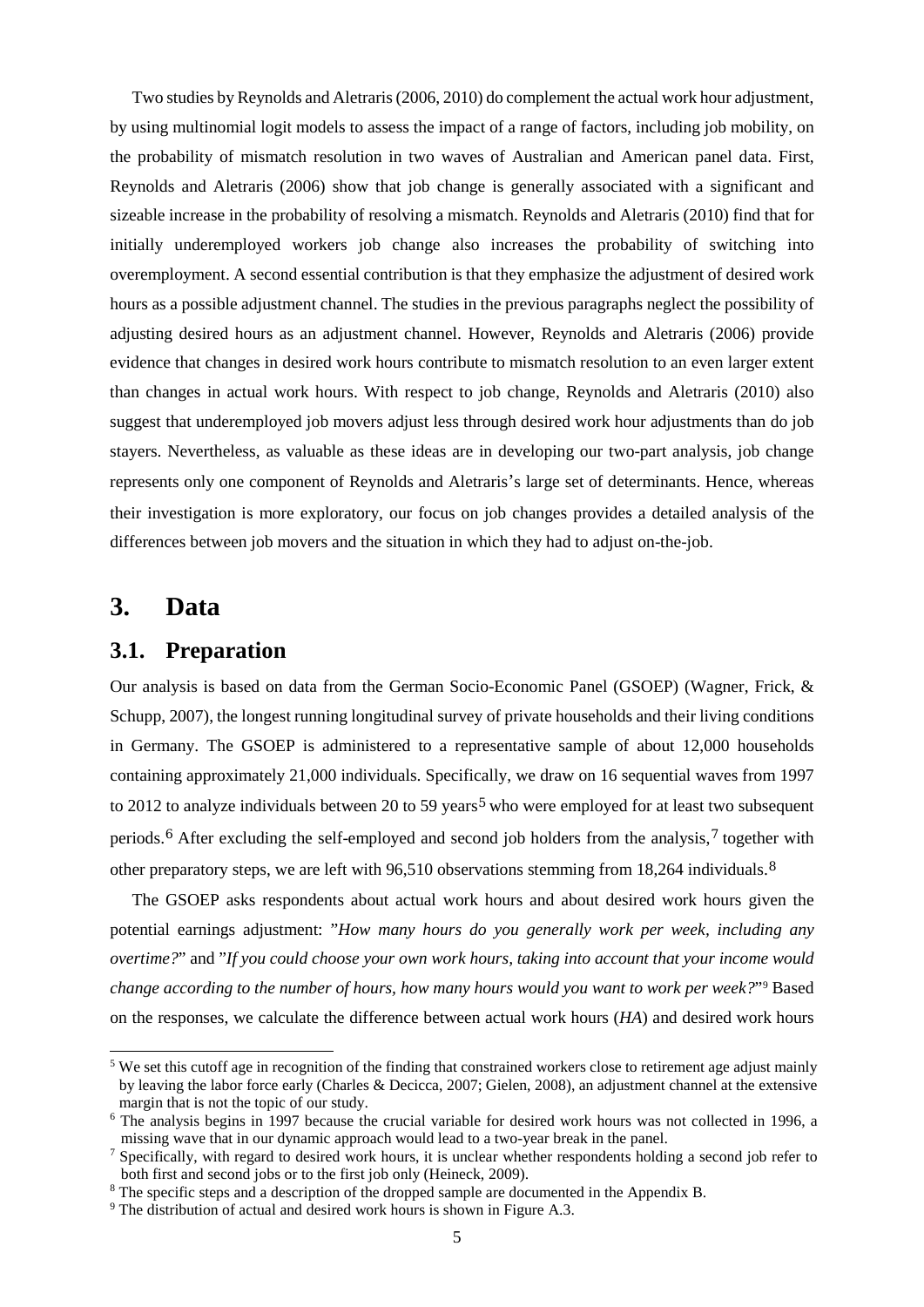Two studies by Reynolds and Aletraris (2006, 2010) do complement the actual work hour adjustment, by using multinomial logit models to assess the impact of a range of factors, including job mobility, on the probability of mismatch resolution in two waves of Australian and American panel data. First, Reynolds and Aletraris (2006) show that job change is generally associated with a significant and sizeable increase in the probability of resolving a mismatch. Reynolds and Aletraris (2010) find that for initially underemployed workers job change also increases the probability of switching into overemployment. A second essential contribution is that they emphasize the adjustment of desired work hours as a possible adjustment channel. The studies in the previous paragraphs neglect the possibility of adjusting desired hours as an adjustment channel. However, Reynolds and Aletraris (2006) provide evidence that changes in desired work hours contribute to mismatch resolution to an even larger extent than changes in actual work hours. With respect to job change, Reynolds and Aletraris (2010) also suggest that underemployed job movers adjust less through desired work hour adjustments than do job stayers. Nevertheless, as valuable as these ideas are in developing our two-part analysis, job change represents only one component of Reynolds and Aletraris's large set of determinants. Hence, whereas their investigation is more exploratory, our focus on job changes provides a detailed analysis of the differences between job movers and the situation in which they had to adjust on-the-job.

# 3. Data

## 3.1. Preparation

Our analysis is based on data from the German Socio-Economic Panel (GSOEP) (Wagner, Frick, & Schupp, 2007), the longest running longitudinal survey of private households and their living conditions in Germany. The GSOEP is administered to a representative sample of about 12,000 households containing approximately 21,000 individuals. Specifically, we draw on 16 sequential waves from 1997 to 2012 to analyze individuals between 20 to 59 years[5] who were employed for at least two subsequent periods.[6] After excluding the self-employed and second job holders from the analysis,[7] together with other preparatory steps, we are left with 96,510 observations stemming from 18,264 individuals.[8]

The GSOEP asks respondents about actual work hours and about desired work hours given the potential earnings adjustment: "*How many hours do you generally work per week, including any overtime?*" and "*If you could choose your own work hours, taking into account that your income would change according to the number of hours, how many hours would you want to work per week?*"[9] Based on the responses, we calculate the difference between actual work hours (*HA*) and desired work hours

[5] We set this cutoff age in recognition of the finding that constrained workers close to retirement age adjust mainly by leaving the labor force early (Charles & Decicca, 2007; Gielen, 2008), an adjustment channel at the extensive margin that is not the topic of our study.

[6] The analysis begins in 1997 because the crucial variable for desired work hours was not collected in 1996, a missing wave that in our dynamic approach would lead to a two-year break in the panel.

[7] Specifically, with regard to desired work hours, it is unclear whether respondents holding a second job refer to both first and second jobs or to the first job only (Heineck, 2009).

[8] The specific steps and a description of the dropped sample are documented in the Appendix B.

[9] The distribution of actual and desired work hours is shown in Figure A.3.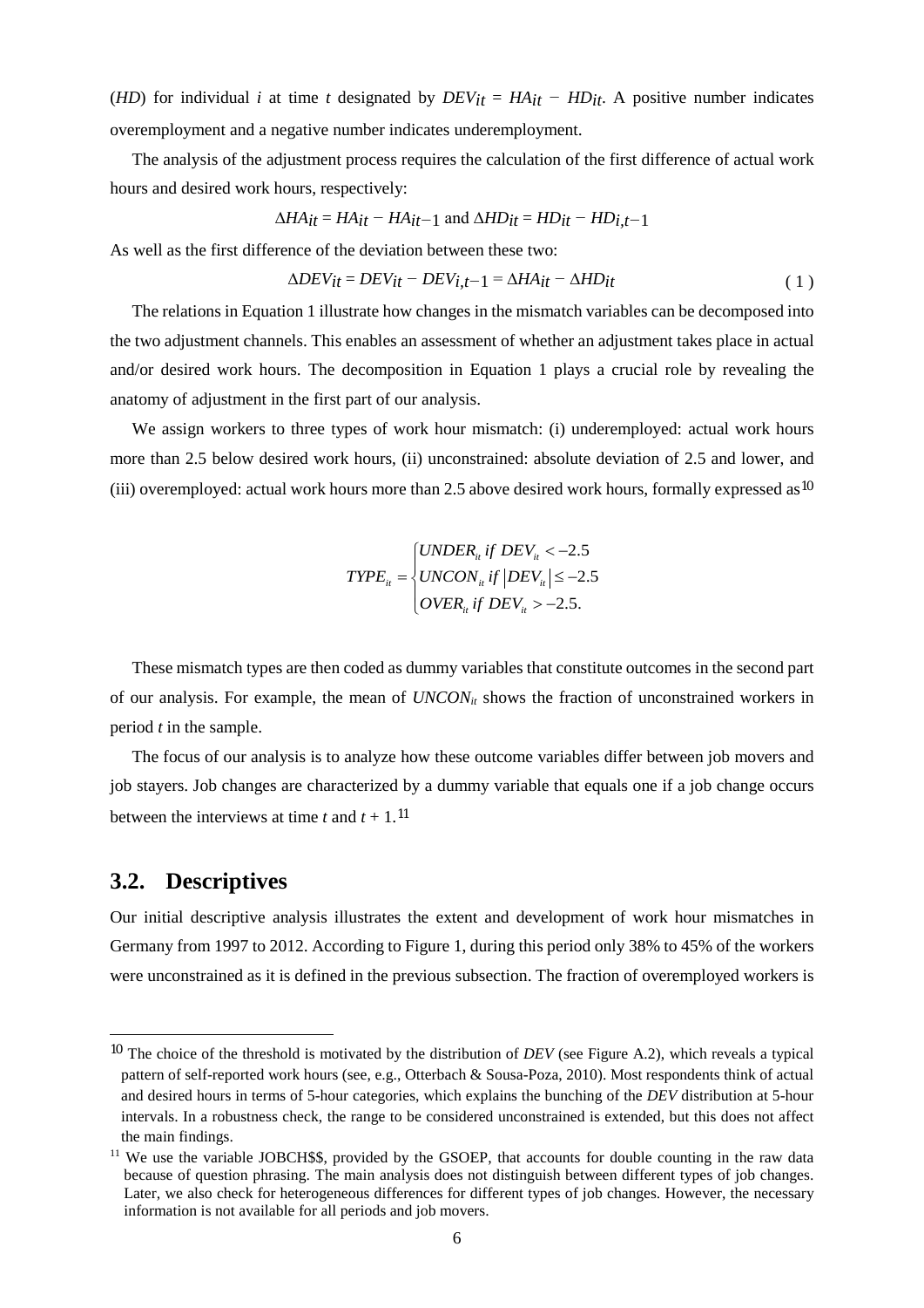($HD$) for individual $i$ at time $t$ designated by $DEV_{it} = HA_{it} - HD_{it}$. A positive number indicates overemployment and a negative number indicates underemployment.

The analysis of the adjustment process requires the calculation of the first difference of actual work hours and desired work hours, respectively:

$$\Delta HA_{it} = HA_{it} - HA_{it-1} \text{ and } \Delta HD_{it} = HD_{it} - HD_{i,t-1}$$

As well as the first difference of the deviation between these two:

$$\Delta DEV_{it} = DEV_{it} - DEV_{i,t-1} = \Delta HA_{it} - \Delta HD_{it} \tag{1}$$

The relations in Equation 1 illustrate how changes in the mismatch variables can be decomposed into the two adjustment channels. This enables an assessment of whether an adjustment takes place in actual and/or desired work hours. The decomposition in Equation 1 plays a crucial role by revealing the anatomy of adjustment in the first part of our analysis.

We assign workers to three types of work hour mismatch: (i) underemployed: actual work hours more than 2.5 below desired work hours, (ii) unconstrained: absolute deviation of 2.5 and lower, and (iii) overemployed: actual work hours more than 2.5 above desired work hours, formally expressed as[10]

$$TYPE_{it} = \begin{cases} UNDER_{it} \text{ if } DEV_{it} < -2.5 \\ UNCON_{it} \text{ if } |DEV_{it}| \leq -2.5 \\ OVER_{it} \text{ if } DEV_{it} > -2.5. \end{cases}$$

These mismatch types are then coded as dummy variables that constitute outcomes in the second part of our analysis. For example, the mean of $UNCON_{it}$ shows the fraction of unconstrained workers in period $t$ in the sample.

The focus of our analysis is to analyze how these outcome variables differ between job movers and job stayers. Job changes are characterized by a dummy variable that equals one if a job change occurs between the interviews at time $t$ and $t + 1$.[11]

## 3.2. Descriptives

Our initial descriptive analysis illustrates the extent and development of work hour mismatches in Germany from 1997 to 2012. According to Figure 1, during this period only 38% to 45% of the workers were unconstrained as it is defined in the previous subsection. The fraction of overemployed workers is

---

[10] The choice of the threshold is motivated by the distribution of $DEV$ (see Figure A.2), which reveals a typical pattern of self-reported work hours (see, e.g., Otterbach & Sousa-Poza, 2010). Most respondents think of actual and desired hours in terms of 5-hour categories, which explains the bunching of the $DEV$ distribution at 5-hour intervals. In a robustness check, the range to be considered unconstrained is extended, but this does not affect the main findings.

[11] We use the variable JOBCH$$, provided by the GSOEP, that accounts for double counting in the raw data because of question phrasing. The main analysis does not distinguish between different types of job changes. Later, we also check for heterogeneous differences for different types of job changes. However, the necessary information is not available for all periods and job movers.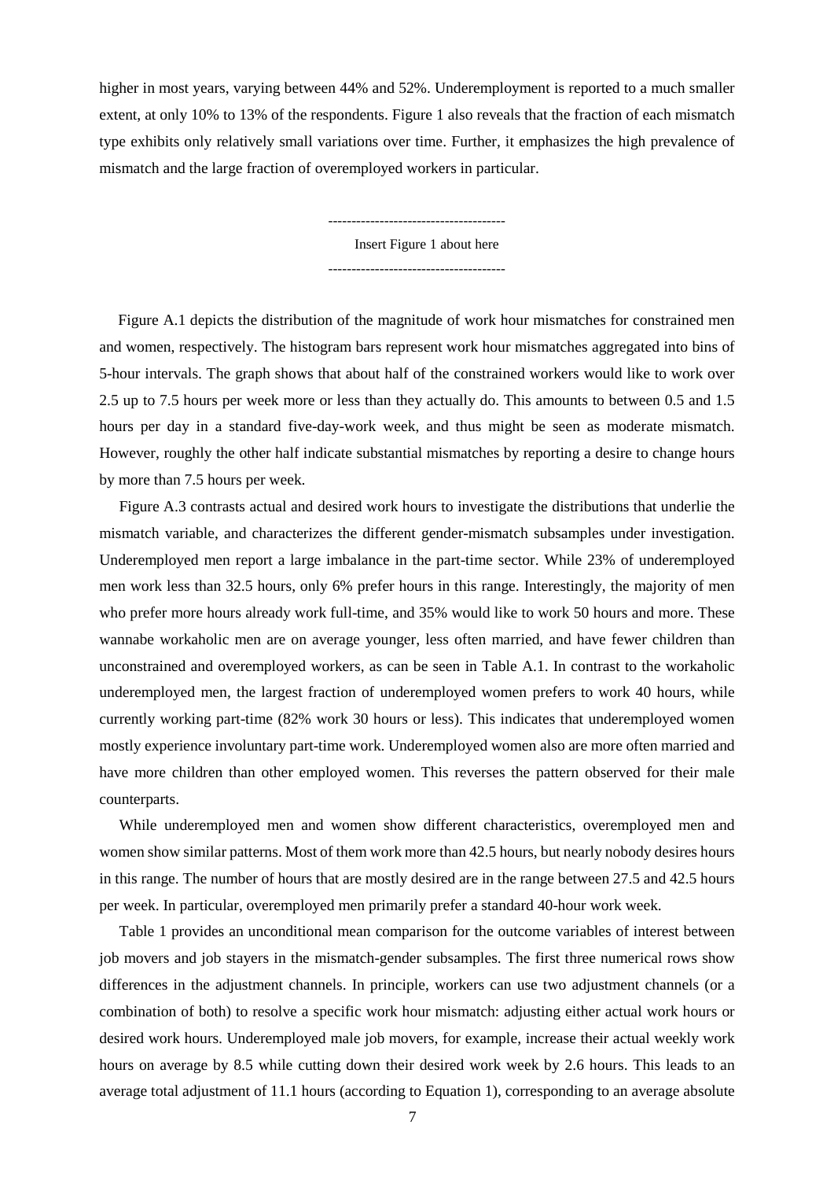higher in most years, varying between 44% and 52%. Underemployment is reported to a much smaller extent, at only 10% to 13% of the respondents. Figure 1 also reveals that the fraction of each mismatch type exhibits only relatively small variations over time. Further, it emphasizes the high prevalence of mismatch and the large fraction of overemployed workers in particular.

--------------------------------------

Insert Figure 1 about here

--------------------------------------

Figure A.1 depicts the distribution of the magnitude of work hour mismatches for constrained men and women, respectively. The histogram bars represent work hour mismatches aggregated into bins of 5-hour intervals. The graph shows that about half of the constrained workers would like to work over 2.5 up to 7.5 hours per week more or less than they actually do. This amounts to between 0.5 and 1.5 hours per day in a standard five-day-work week, and thus might be seen as moderate mismatch. However, roughly the other half indicate substantial mismatches by reporting a desire to change hours by more than 7.5 hours per week.

Figure A.3 contrasts actual and desired work hours to investigate the distributions that underlie the mismatch variable, and characterizes the different gender-mismatch subsamples under investigation. Underemployed men report a large imbalance in the part-time sector. While 23% of underemployed men work less than 32.5 hours, only 6% prefer hours in this range. Interestingly, the majority of men who prefer more hours already work full-time, and 35% would like to work 50 hours and more. These wannabe workaholic men are on average younger, less often married, and have fewer children than unconstrained and overemployed workers, as can be seen in Table A.1. In contrast to the workaholic underemployed men, the largest fraction of underemployed women prefers to work 40 hours, while currently working part-time (82% work 30 hours or less). This indicates that underemployed women mostly experience involuntary part-time work. Underemployed women also are more often married and have more children than other employed women. This reverses the pattern observed for their male counterparts.

While underemployed men and women show different characteristics, overemployed men and women show similar patterns. Most of them work more than 42.5 hours, but nearly nobody desires hours in this range. The number of hours that are mostly desired are in the range between 27.5 and 42.5 hours per week. In particular, overemployed men primarily prefer a standard 40-hour work week.

Table 1 provides an unconditional mean comparison for the outcome variables of interest between job movers and job stayers in the mismatch-gender subsamples. The first three numerical rows show differences in the adjustment channels. In principle, workers can use two adjustment channels (or a combination of both) to resolve a specific work hour mismatch: adjusting either actual work hours or desired work hours. Underemployed male job movers, for example, increase their actual weekly work hours on average by 8.5 while cutting down their desired work week by 2.6 hours. This leads to an average total adjustment of 11.1 hours (according to Equation 1), corresponding to an average absolute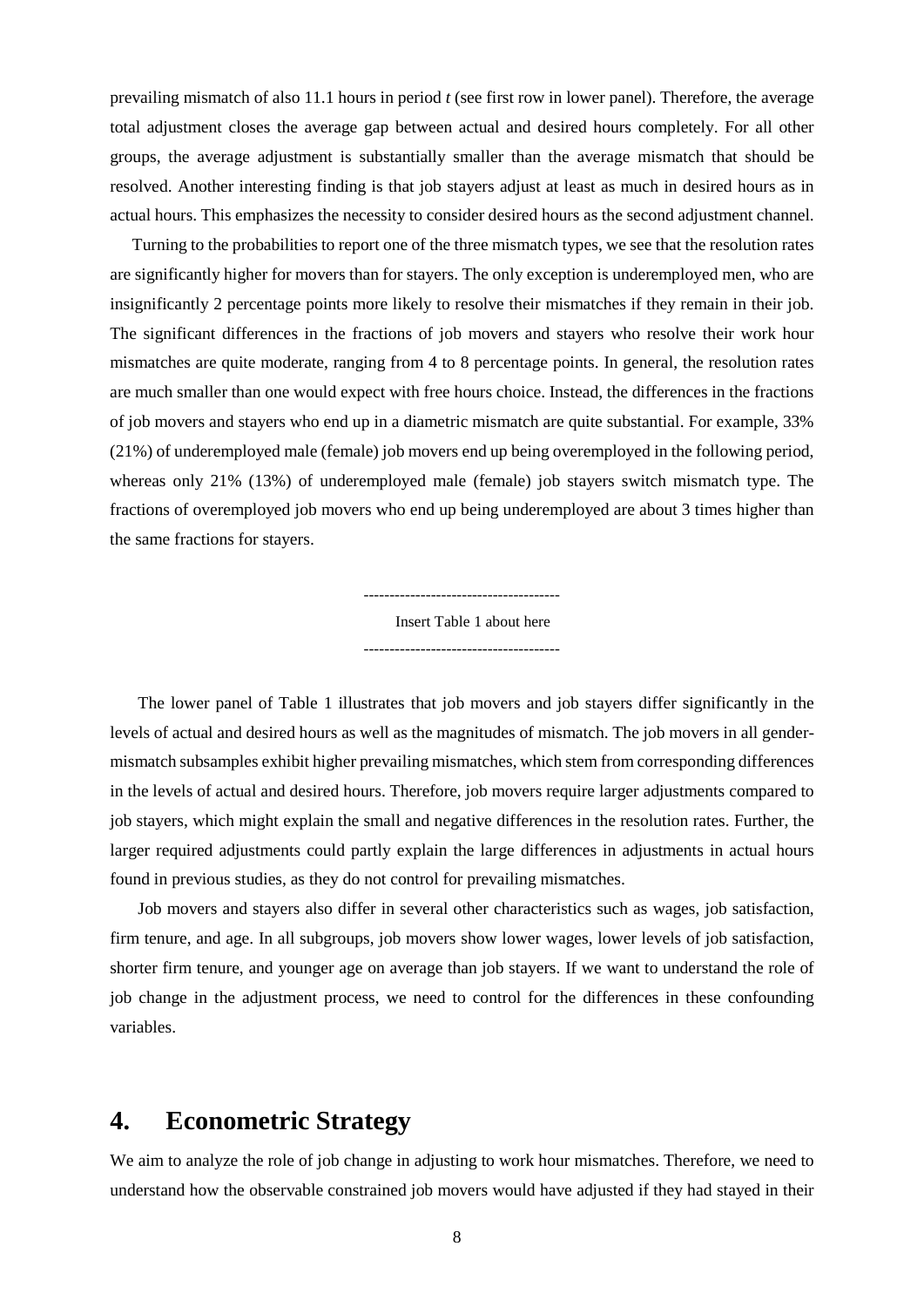prevailing mismatch of also 11.1 hours in period *t* (see first row in lower panel). Therefore, the average total adjustment closes the average gap between actual and desired hours completely. For all other groups, the average adjustment is substantially smaller than the average mismatch that should be resolved. Another interesting finding is that job stayers adjust at least as much in desired hours as in actual hours. This emphasizes the necessity to consider desired hours as the second adjustment channel.

Turning to the probabilities to report one of the three mismatch types, we see that the resolution rates are significantly higher for movers than for stayers. The only exception is underemployed men, who are insignificantly 2 percentage points more likely to resolve their mismatches if they remain in their job. The significant differences in the fractions of job movers and stayers who resolve their work hour mismatches are quite moderate, ranging from 4 to 8 percentage points. In general, the resolution rates are much smaller than one would expect with free hours choice. Instead, the differences in the fractions of job movers and stayers who end up in a diametric mismatch are quite substantial. For example, 33% (21%) of underemployed male (female) job movers end up being overemployed in the following period, whereas only 21% (13%) of underemployed male (female) job stayers switch mismatch type. The fractions of overemployed job movers who end up being underemployed are about 3 times higher than the same fractions for stayers.

--------------------------------------

Insert Table 1 about here

--------------------------------------

The lower panel of Table 1 illustrates that job movers and job stayers differ significantly in the levels of actual and desired hours as well as the magnitudes of mismatch. The job movers in all gender-mismatch subsamples exhibit higher prevailing mismatches, which stem from corresponding differences in the levels of actual and desired hours. Therefore, job movers require larger adjustments compared to job stayers, which might explain the small and negative differences in the resolution rates. Further, the larger required adjustments could partly explain the large differences in adjustments in actual hours found in previous studies, as they do not control for prevailing mismatches.

Job movers and stayers also differ in several other characteristics such as wages, job satisfaction, firm tenure, and age. In all subgroups, job movers show lower wages, lower levels of job satisfaction, shorter firm tenure, and younger age on average than job stayers. If we want to understand the role of job change in the adjustment process, we need to control for the differences in these confounding variables.

# 4. Econometric Strategy

We aim to analyze the role of job change in adjusting to work hour mismatches. Therefore, we need to understand how the observable constrained job movers would have adjusted if they had stayed in their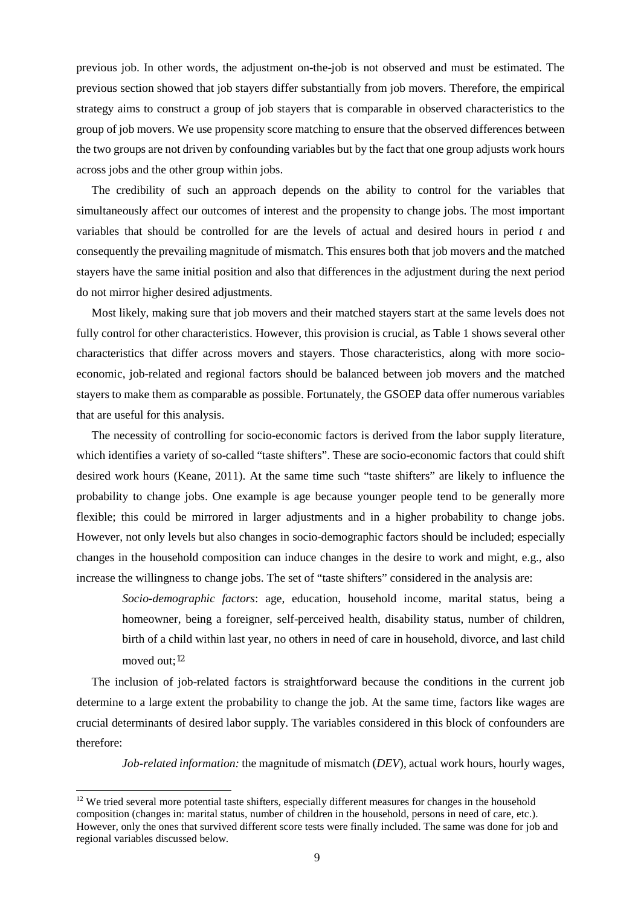previous job. In other words, the adjustment on-the-job is not observed and must be estimated. The previous section showed that job stayers differ substantially from job movers. Therefore, the empirical strategy aims to construct a group of job stayers that is comparable in observed characteristics to the group of job movers. We use propensity score matching to ensure that the observed differences between the two groups are not driven by confounding variables but by the fact that one group adjusts work hours across jobs and the other group within jobs.

The credibility of such an approach depends on the ability to control for the variables that simultaneously affect our outcomes of interest and the propensity to change jobs. The most important variables that should be controlled for are the levels of actual and desired hours in period $t$ and consequently the prevailing magnitude of mismatch. This ensures both that job movers and the matched stayers have the same initial position and also that differences in the adjustment during the next period do not mirror higher desired adjustments.

Most likely, making sure that job movers and their matched stayers start at the same levels does not fully control for other characteristics. However, this provision is crucial, as Table 1 shows several other characteristics that differ across movers and stayers. Those characteristics, along with more socio-economic, job-related and regional factors should be balanced between job movers and the matched stayers to make them as comparable as possible. Fortunately, the GSOEP data offer numerous variables that are useful for this analysis.

The necessity of controlling for socio-economic factors is derived from the labor supply literature, which identifies a variety of so-called "taste shifters". These are socio-economic factors that could shift desired work hours (Keane, 2011). At the same time such "taste shifters" are likely to influence the probability to change jobs. One example is age because younger people tend to be generally more flexible; this could be mirrored in larger adjustments and in a higher probability to change jobs. However, not only levels but also changes in socio-demographic factors should be included; especially changes in the household composition can induce changes in the desire to work and might, e.g., also increase the willingness to change jobs. The set of "taste shifters" considered in the analysis are:

> *Socio-demographic factors*: age, education, household income, marital status, being a homeowner, being a foreigner, self-perceived health, disability status, number of children, birth of a child within last year, no others in need of care in household, divorce, and last child moved out;[12]

The inclusion of job-related factors is straightforward because the conditions in the current job determine to a large extent the probability to change the job. At the same time, factors like wages are crucial determinants of desired labor supply. The variables considered in this block of confounders are therefore:

> *Job-related information:* the magnitude of mismatch (*DEV*), actual work hours, hourly wages,

[12] We tried several more potential taste shifters, especially different measures for changes in the household composition (changes in: marital status, number of children in the household, persons in need of care, etc.). However, only the ones that survived different score tests were finally included. The same was done for job and regional variables discussed below.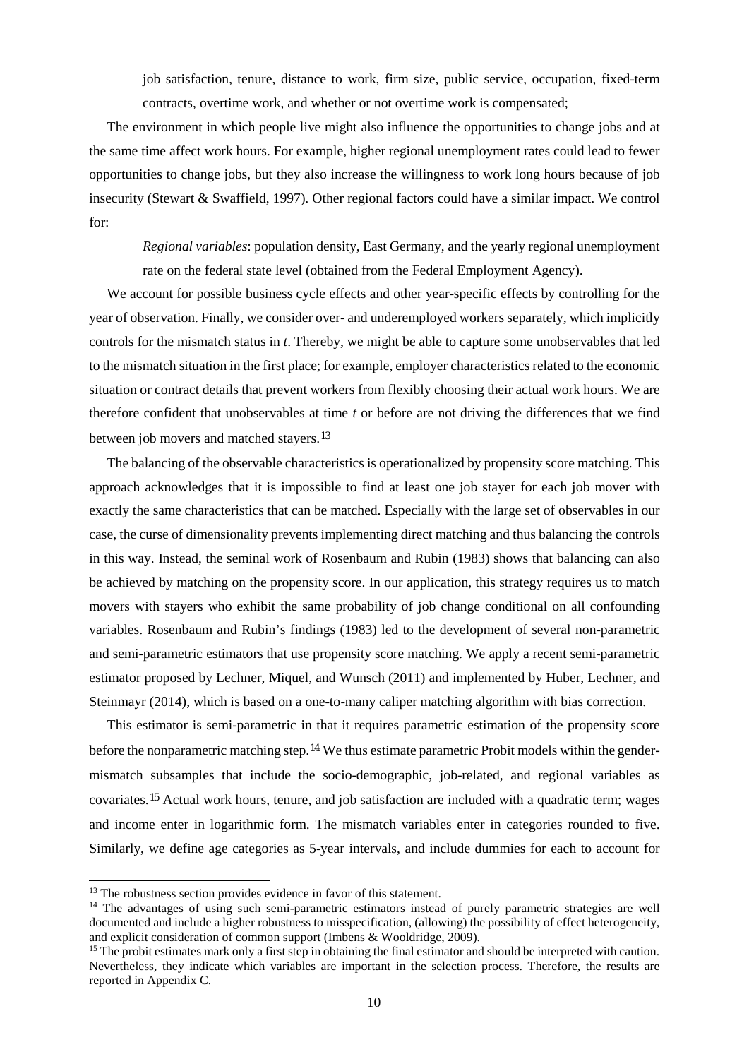job satisfaction, tenure, distance to work, firm size, public service, occupation, fixed-term contracts, overtime work, and whether or not overtime work is compensated;

The environment in which people live might also influence the opportunities to change jobs and at the same time affect work hours. For example, higher regional unemployment rates could lead to fewer opportunities to change jobs, but they also increase the willingness to work long hours because of job insecurity (Stewart & Swaffield, 1997). Other regional factors could have a similar impact. We control for:

*Regional variables*: population density, East Germany, and the yearly regional unemployment rate on the federal state level (obtained from the Federal Employment Agency).

We account for possible business cycle effects and other year-specific effects by controlling for the year of observation. Finally, we consider over- and underemployed workers separately, which implicitly controls for the mismatch status in *t*. Thereby, we might be able to capture some unobservables that led to the mismatch situation in the first place; for example, employer characteristics related to the economic situation or contract details that prevent workers from flexibly choosing their actual work hours. We are therefore confident that unobservables at time *t* or before are not driving the differences that we find between job movers and matched stayers.[13]

The balancing of the observable characteristics is operationalized by propensity score matching. This approach acknowledges that it is impossible to find at least one job stayer for each job mover with exactly the same characteristics that can be matched. Especially with the large set of observables in our case, the curse of dimensionality prevents implementing direct matching and thus balancing the controls in this way. Instead, the seminal work of Rosenbaum and Rubin (1983) shows that balancing can also be achieved by matching on the propensity score. In our application, this strategy requires us to match movers with stayers who exhibit the same probability of job change conditional on all confounding variables. Rosenbaum and Rubin's findings (1983) led to the development of several non-parametric and semi-parametric estimators that use propensity score matching. We apply a recent semi-parametric estimator proposed by Lechner, Miquel, and Wunsch (2011) and implemented by Huber, Lechner, and Steinmayr (2014), which is based on a one-to-many caliper matching algorithm with bias correction.

This estimator is semi-parametric in that it requires parametric estimation of the propensity score before the nonparametric matching step.[14] We thus estimate parametric Probit models within the gender-mismatch subsamples that include the socio-demographic, job-related, and regional variables as covariates.[15] Actual work hours, tenure, and job satisfaction are included with a quadratic term; wages and income enter in logarithmic form. The mismatch variables enter in categories rounded to five. Similarly, we define age categories as 5-year intervals, and include dummies for each to account for

[13] The robustness section provides evidence in favor of this statement.

[14] The advantages of using such semi-parametric estimators instead of purely parametric strategies are well documented and include a higher robustness to misspecification, (allowing) the possibility of effect heterogeneity, and explicit consideration of common support (Imbens & Wooldridge, 2009).

[15] The probit estimates mark only a first step in obtaining the final estimator and should be interpreted with caution. Nevertheless, they indicate which variables are important in the selection process. Therefore, the results are reported in Appendix C.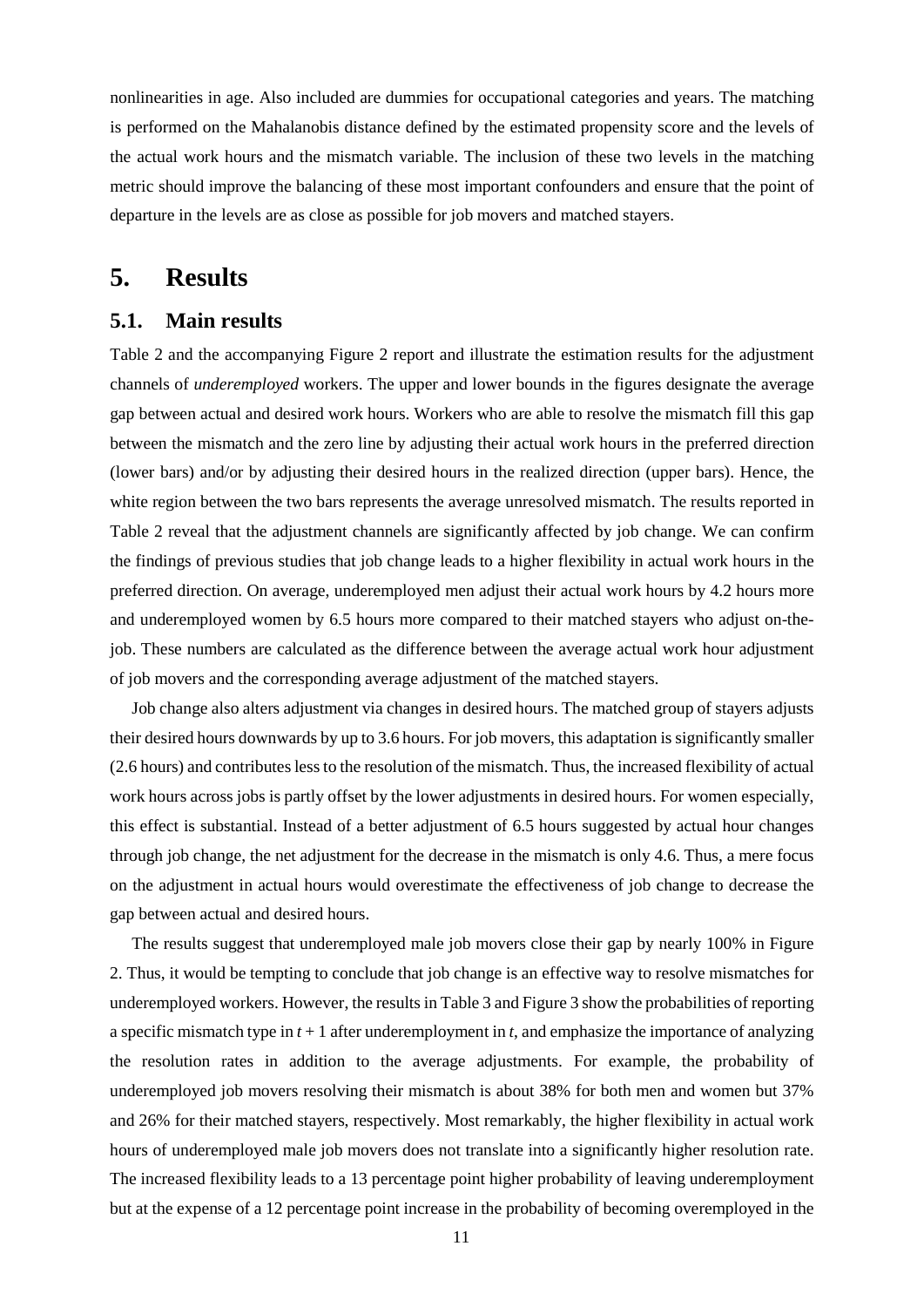nonlinearities in age. Also included are dummies for occupational categories and years. The matching is performed on the Mahalanobis distance defined by the estimated propensity score and the levels of the actual work hours and the mismatch variable. The inclusion of these two levels in the matching metric should improve the balancing of these most important confounders and ensure that the point of departure in the levels are as close as possible for job movers and matched stayers.

# 5. Results

## 5.1. Main results

Table 2 and the accompanying Figure 2 report and illustrate the estimation results for the adjustment channels of *underemployed* workers. The upper and lower bounds in the figures designate the average gap between actual and desired work hours. Workers who are able to resolve the mismatch fill this gap between the mismatch and the zero line by adjusting their actual work hours in the preferred direction (lower bars) and/or by adjusting their desired hours in the realized direction (upper bars). Hence, the white region between the two bars represents the average unresolved mismatch. The results reported in Table 2 reveal that the adjustment channels are significantly affected by job change. We can confirm the findings of previous studies that job change leads to a higher flexibility in actual work hours in the preferred direction. On average, underemployed men adjust their actual work hours by 4.2 hours more and underemployed women by 6.5 hours more compared to their matched stayers who adjust on-the-job. These numbers are calculated as the difference between the average actual work hour adjustment of job movers and the corresponding average adjustment of the matched stayers.

Job change also alters adjustment via changes in desired hours. The matched group of stayers adjusts their desired hours downwards by up to 3.6 hours. For job movers, this adaptation is significantly smaller (2.6 hours) and contributes less to the resolution of the mismatch. Thus, the increased flexibility of actual work hours across jobs is partly offset by the lower adjustments in desired hours. For women especially, this effect is substantial. Instead of a better adjustment of 6.5 hours suggested by actual hour changes through job change, the net adjustment for the decrease in the mismatch is only 4.6. Thus, a mere focus on the adjustment in actual hours would overestimate the effectiveness of job change to decrease the gap between actual and desired hours.

The results suggest that underemployed male job movers close their gap by nearly 100% in Figure 2. Thus, it would be tempting to conclude that job change is an effective way to resolve mismatches for underemployed workers. However, the results in Table 3 and Figure 3 show the probabilities of reporting a specific mismatch type in $t + 1$ after underemployment in $t$, and emphasize the importance of analyzing the resolution rates in addition to the average adjustments. For example, the probability of underemployed job movers resolving their mismatch is about 38% for both men and women but 37% and 26% for their matched stayers, respectively. Most remarkably, the higher flexibility in actual work hours of underemployed male job movers does not translate into a significantly higher resolution rate. The increased flexibility leads to a 13 percentage point higher probability of leaving underemployment but at the expense of a 12 percentage point increase in the probability of becoming overemployed in the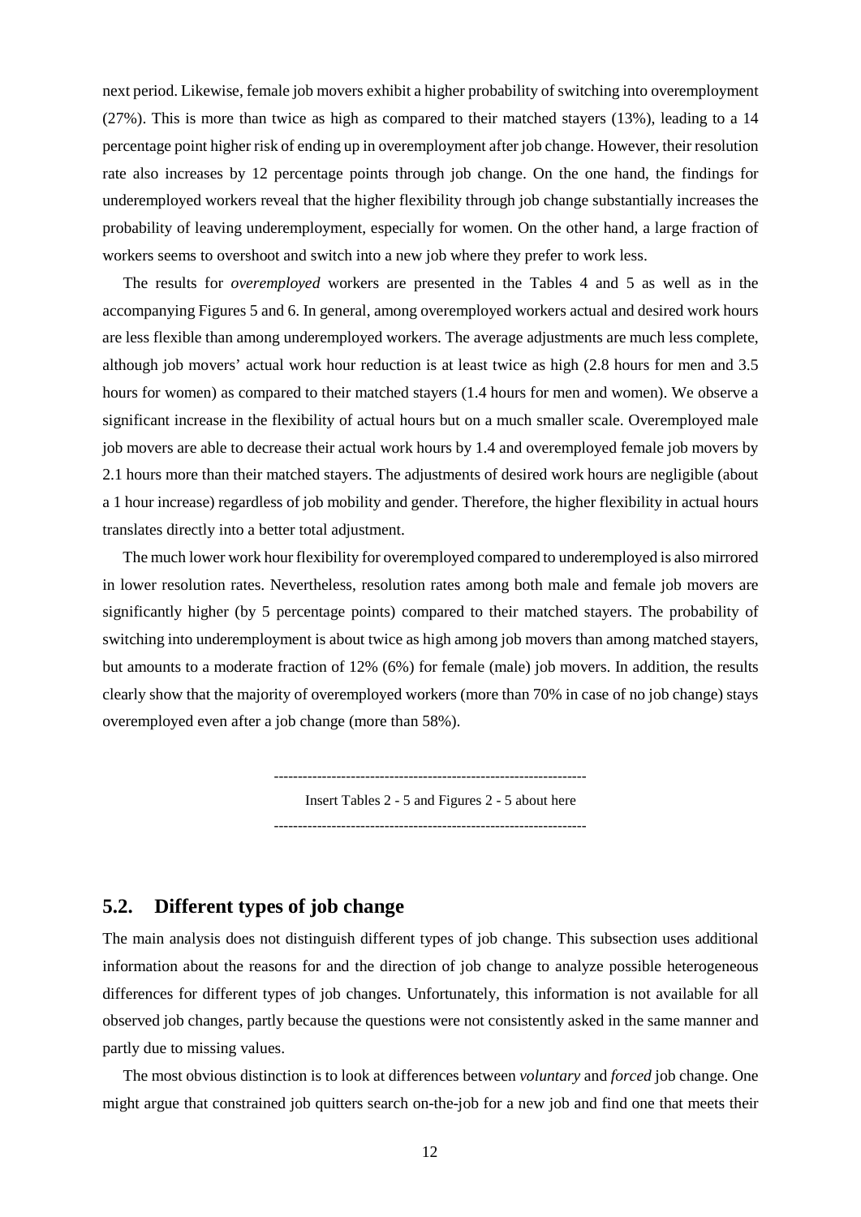next period. Likewise, female job movers exhibit a higher probability of switching into overemployment (27%). This is more than twice as high as compared to their matched stayers (13%), leading to a 14 percentage point higher risk of ending up in overemployment after job change. However, their resolution rate also increases by 12 percentage points through job change. On the one hand, the findings for underemployed workers reveal that the higher flexibility through job change substantially increases the probability of leaving underemployment, especially for women. On the other hand, a large fraction of workers seems to overshoot and switch into a new job where they prefer to work less.

The results for *overemployed* workers are presented in the Tables 4 and 5 as well as in the accompanying Figures 5 and 6. In general, among overemployed workers actual and desired work hours are less flexible than among underemployed workers. The average adjustments are much less complete, although job movers' actual work hour reduction is at least twice as high (2.8 hours for men and 3.5 hours for women) as compared to their matched stayers (1.4 hours for men and women). We observe a significant increase in the flexibility of actual hours but on a much smaller scale. Overemployed male job movers are able to decrease their actual work hours by 1.4 and overemployed female job movers by 2.1 hours more than their matched stayers. The adjustments of desired work hours are negligible (about a 1 hour increase) regardless of job mobility and gender. Therefore, the higher flexibility in actual hours translates directly into a better total adjustment.

The much lower work hour flexibility for overemployed compared to underemployed is also mirrored in lower resolution rates. Nevertheless, resolution rates among both male and female job movers are significantly higher (by 5 percentage points) compared to their matched stayers. The probability of switching into underemployment is about twice as high among job movers than among matched stayers, but amounts to a moderate fraction of 12% (6%) for female (male) job movers. In addition, the results clearly show that the majority of overemployed workers (more than 70% in case of no job change) stays overemployed even after a job change (more than 58%).

----------------------------------------------------------------

Insert Tables 2 - 5 and Figures 2 - 5 about here

----------------------------------------------------------------

## 5.2. Different types of job change

The main analysis does not distinguish different types of job change. This subsection uses additional information about the reasons for and the direction of job change to analyze possible heterogeneous differences for different types of job changes. Unfortunately, this information is not available for all observed job changes, partly because the questions were not consistently asked in the same manner and partly due to missing values.

The most obvious distinction is to look at differences between *voluntary* and *forced* job change. One might argue that constrained job quitters search on-the-job for a new job and find one that meets their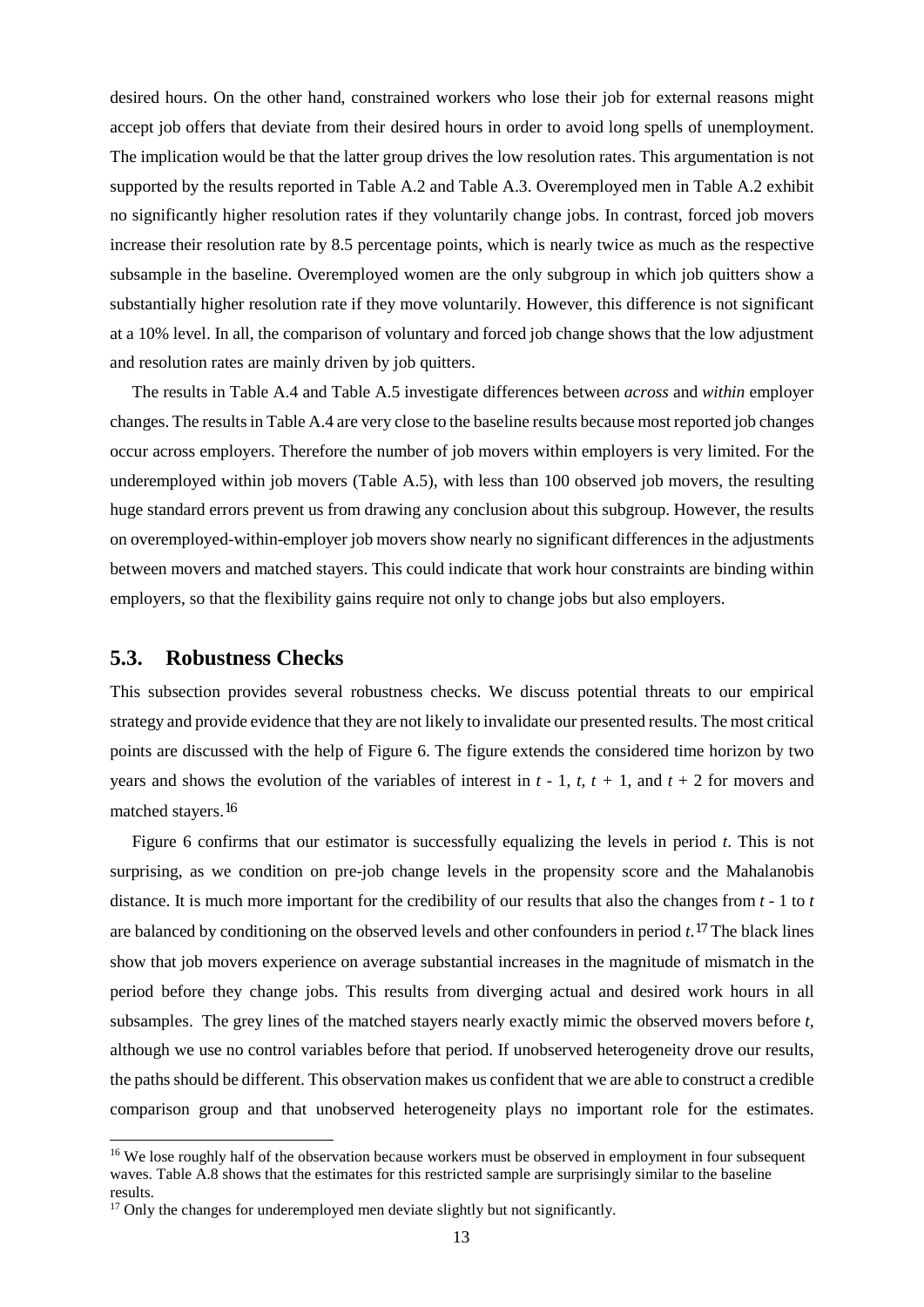desired hours. On the other hand, constrained workers who lose their job for external reasons might accept job offers that deviate from their desired hours in order to avoid long spells of unemployment. The implication would be that the latter group drives the low resolution rates. This argumentation is not supported by the results reported in Table A.2 and Table A.3. Overemployed men in Table A.2 exhibit no significantly higher resolution rates if they voluntarily change jobs. In contrast, forced job movers increase their resolution rate by 8.5 percentage points, which is nearly twice as much as the respective subsample in the baseline. Overemployed women are the only subgroup in which job quitters show a substantially higher resolution rate if they move voluntarily. However, this difference is not significant at a 10% level. In all, the comparison of voluntary and forced job change shows that the low adjustment and resolution rates are mainly driven by job quitters.

The results in Table A.4 and Table A.5 investigate differences between *across* and *within* employer changes. The results in Table A.4 are very close to the baseline results because most reported job changes occur across employers. Therefore the number of job movers within employers is very limited. For the underemployed within job movers (Table A.5), with less than 100 observed job movers, the resulting huge standard errors prevent us from drawing any conclusion about this subgroup. However, the results on overemployed-within-employer job movers show nearly no significant differences in the adjustments between movers and matched stayers. This could indicate that work hour constraints are binding within employers, so that the flexibility gains require not only to change jobs but also employers.

## 5.3. Robustness Checks

This subsection provides several robustness checks. We discuss potential threats to our empirical strategy and provide evidence that they are not likely to invalidate our presented results. The most critical points are discussed with the help of Figure 6. The figure extends the considered time horizon by two years and shows the evolution of the variables of interest in $t$ - 1, $t$, $t$ + 1, and $t$ + 2 for movers and matched stayers.[16]

Figure 6 confirms that our estimator is successfully equalizing the levels in period $t$. This is not surprising, as we condition on pre-job change levels in the propensity score and the Mahalanobis distance. It is much more important for the credibility of our results that also the changes from $t$ - 1 to $t$ are balanced by conditioning on the observed levels and other confounders in period $t$.[17] The black lines show that job movers experience on average substantial increases in the magnitude of mismatch in the period before they change jobs. This results from diverging actual and desired work hours in all subsamples. The grey lines of the matched stayers nearly exactly mimic the observed movers before $t$, although we use no control variables before that period. If unobserved heterogeneity drove our results, the paths should be different. This observation makes us confident that we are able to construct a credible comparison group and that unobserved heterogeneity plays no important role for the estimates.

[16] We lose roughly half of the observation because workers must be observed in employment in four subsequent waves. Table A.8 shows that the estimates for this restricted sample are surprisingly similar to the baseline results.

[17] Only the changes for underemployed men deviate slightly but not significantly.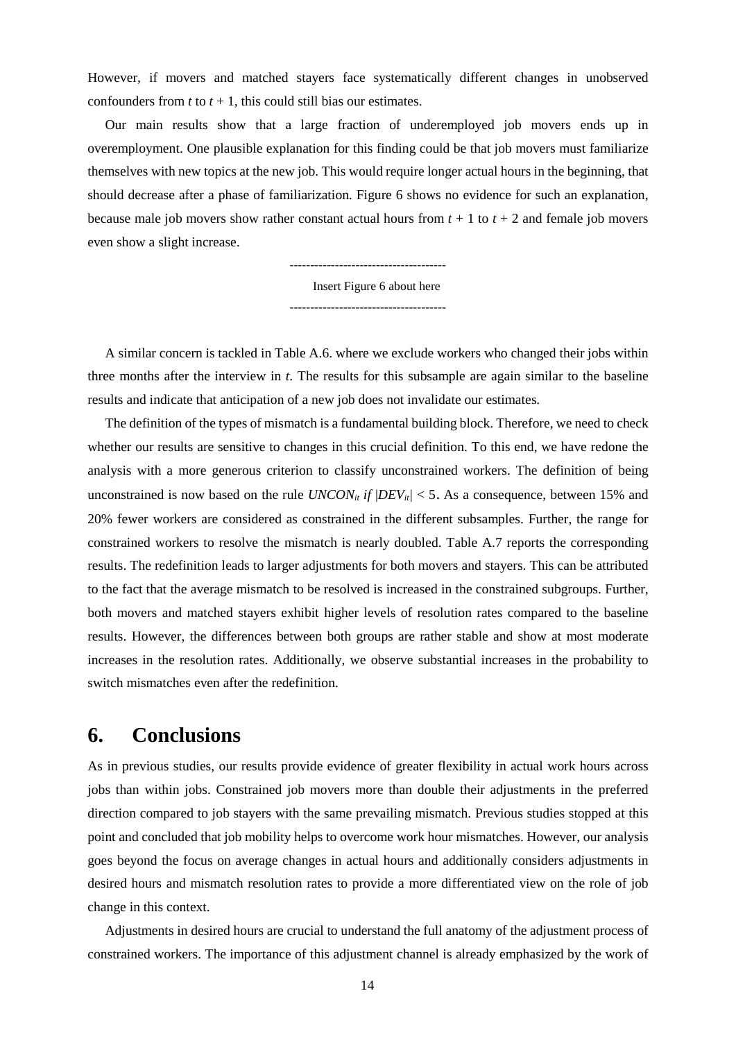However, if movers and matched stayers face systematically different changes in unobserved confounders from $t$ to $t + 1$, this could still bias our estimates.

Our main results show that a large fraction of underemployed job movers ends up in overemployment. One plausible explanation for this finding could be that job movers must familiarize themselves with new topics at the new job. This would require longer actual hours in the beginning, that should decrease after a phase of familiarization. Figure 6 shows no evidence for such an explanation, because male job movers show rather constant actual hours from $t + 1$ to $t + 2$ and female job movers even show a slight increase.

--------------------------------------

Insert Figure 6 about here

--------------------------------------

A similar concern is tackled in Table A.6. where we exclude workers who changed their jobs within three months after the interview in $t$. The results for this subsample are again similar to the baseline results and indicate that anticipation of a new job does not invalidate our estimates.

The definition of the types of mismatch is a fundamental building block. Therefore, we need to check whether our results are sensitive to changes in this crucial definition. To this end, we have redone the analysis with a more generous criterion to classify unconstrained workers. The definition of being unconstrained is now based on the rule $UNCON_{it}$ *if* $|DEV_{it}| < 5$. As a consequence, between 15% and 20% fewer workers are considered as constrained in the different subsamples. Further, the range for constrained workers to resolve the mismatch is nearly doubled. Table A.7 reports the corresponding results. The redefinition leads to larger adjustments for both movers and stayers. This can be attributed to the fact that the average mismatch to be resolved is increased in the constrained subgroups. Further, both movers and matched stayers exhibit higher levels of resolution rates compared to the baseline results. However, the differences between both groups are rather stable and show at most moderate increases in the resolution rates. Additionally, we observe substantial increases in the probability to switch mismatches even after the redefinition.

# 6. Conclusions

As in previous studies, our results provide evidence of greater flexibility in actual work hours across jobs than within jobs. Constrained job movers more than double their adjustments in the preferred direction compared to job stayers with the same prevailing mismatch. Previous studies stopped at this point and concluded that job mobility helps to overcome work hour mismatches. However, our analysis goes beyond the focus on average changes in actual hours and additionally considers adjustments in desired hours and mismatch resolution rates to provide a more differentiated view on the role of job change in this context.

Adjustments in desired hours are crucial to understand the full anatomy of the adjustment process of constrained workers. The importance of this adjustment channel is already emphasized by the work of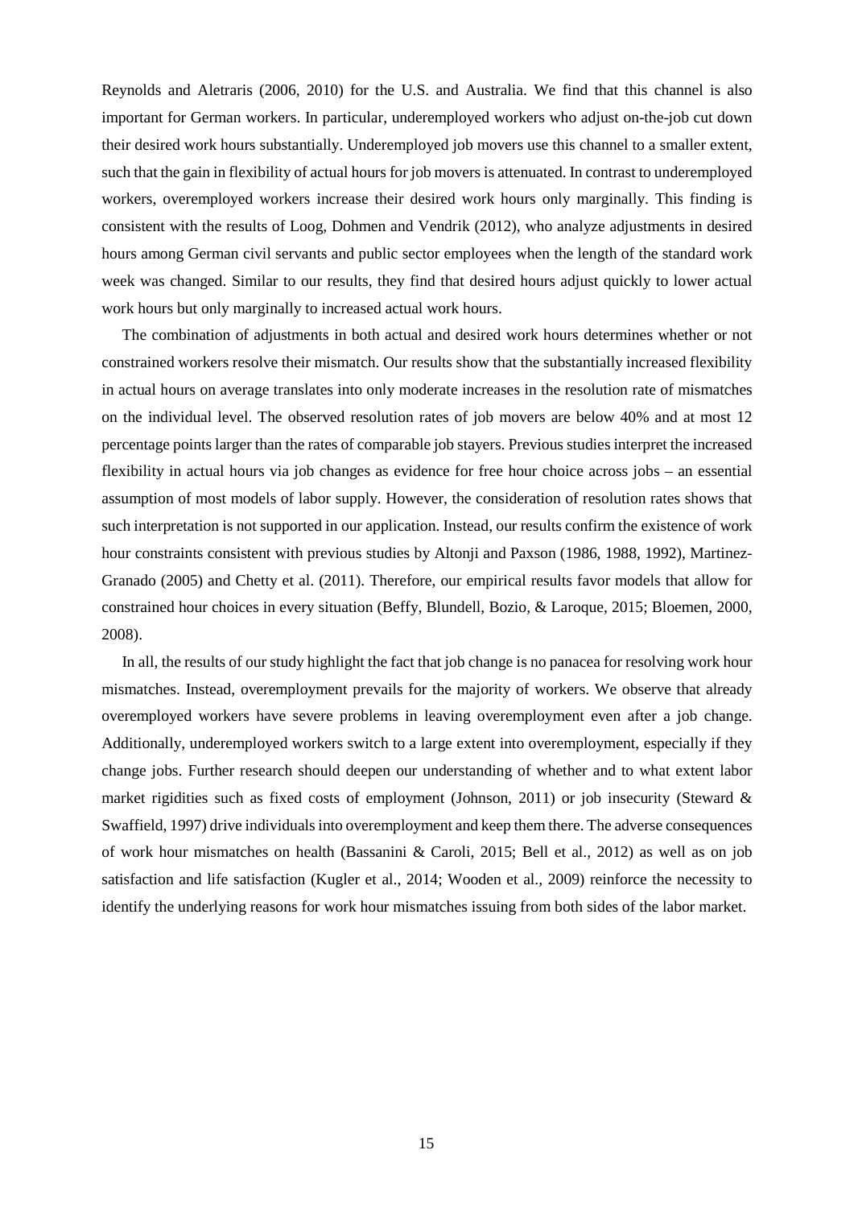Reynolds and Aletraris (2006, 2010) for the U.S. and Australia. We find that this channel is also important for German workers. In particular, underemployed workers who adjust on-the-job cut down their desired work hours substantially. Underemployed job movers use this channel to a smaller extent, such that the gain in flexibility of actual hours for job movers is attenuated. In contrast to underemployed workers, overemployed workers increase their desired work hours only marginally. This finding is consistent with the results of Loog, Dohmen and Vendrik (2012), who analyze adjustments in desired hours among German civil servants and public sector employees when the length of the standard work week was changed. Similar to our results, they find that desired hours adjust quickly to lower actual work hours but only marginally to increased actual work hours.

The combination of adjustments in both actual and desired work hours determines whether or not constrained workers resolve their mismatch. Our results show that the substantially increased flexibility in actual hours on average translates into only moderate increases in the resolution rate of mismatches on the individual level. The observed resolution rates of job movers are below 40% and at most 12 percentage points larger than the rates of comparable job stayers. Previous studies interpret the increased flexibility in actual hours via job changes as evidence for free hour choice across jobs – an essential assumption of most models of labor supply. However, the consideration of resolution rates shows that such interpretation is not supported in our application. Instead, our results confirm the existence of work hour constraints consistent with previous studies by Altonji and Paxson (1986, 1988, 1992), Martinez-Granado (2005) and Chetty et al. (2011). Therefore, our empirical results favor models that allow for constrained hour choices in every situation (Beffy, Blundell, Bozio, & Laroque, 2015; Bloemen, 2000, 2008).

In all, the results of our study highlight the fact that job change is no panacea for resolving work hour mismatches. Instead, overemployment prevails for the majority of workers. We observe that already overemployed workers have severe problems in leaving overemployment even after a job change. Additionally, underemployed workers switch to a large extent into overemployment, especially if they change jobs. Further research should deepen our understanding of whether and to what extent labor market rigidities such as fixed costs of employment (Johnson, 2011) or job insecurity (Steward & Swaffield, 1997) drive individuals into overemployment and keep them there. The adverse consequences of work hour mismatches on health (Bassanini & Caroli, 2015; Bell et al., 2012) as well as on job satisfaction and life satisfaction (Kugler et al., 2014; Wooden et al., 2009) reinforce the necessity to identify the underlying reasons for work hour mismatches issuing from both sides of the labor market.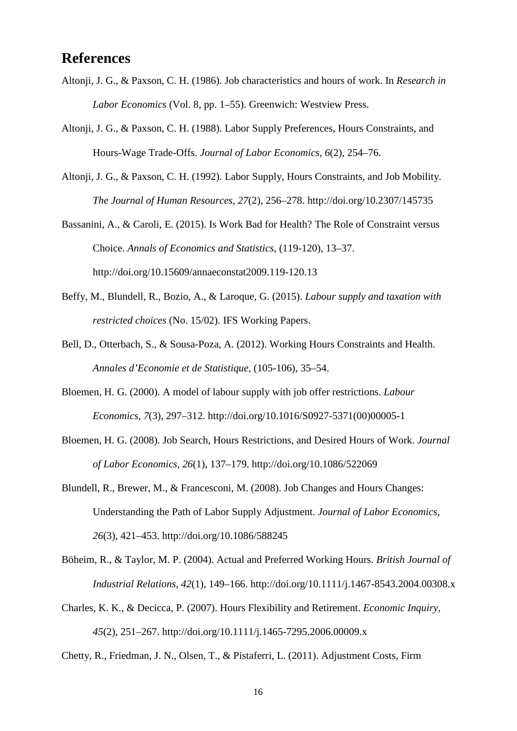# References

Altonji, J. G., & Paxson, C. H. (1986). Job characteristics and hours of work. In *Research in Labor Economics* (Vol. 8, pp. 1–55). Greenwich: Westview Press.

Altonji, J. G., & Paxson, C. H. (1988). Labor Supply Preferences, Hours Constraints, and Hours-Wage Trade-Offs. *Journal of Labor Economics*, *6*(2), 254–76.

Altonji, J. G., & Paxson, C. H. (1992). Labor Supply, Hours Constraints, and Job Mobility. *The Journal of Human Resources*, *27*(2), 256–278. http://doi.org/10.2307/145735

Bassanini, A., & Caroli, E. (2015). Is Work Bad for Health? The Role of Constraint versus Choice. *Annals of Economics and Statistics*, (119-120), 13–37. http://doi.org/10.15609/annaeconstat2009.119-120.13

Beffy, M., Blundell, R., Bozio, A., & Laroque, G. (2015). *Labour supply and taxation with restricted choices* (No. 15/02). IFS Working Papers.

Bell, D., Otterbach, S., & Sousa-Poza, A. (2012). Working Hours Constraints and Health. *Annales d'Economie et de Statistique*, (105-106), 35–54.

Bloemen, H. G. (2000). A model of labour supply with job offer restrictions. *Labour Economics*, *7*(3), 297–312. http://doi.org/10.1016/S0927-5371(00)00005-1

Bloemen, H. G. (2008). Job Search, Hours Restrictions, and Desired Hours of Work. *Journal of Labor Economics*, *26*(1), 137–179. http://doi.org/10.1086/522069

Blundell, R., Brewer, M., & Francesconi, M. (2008). Job Changes and Hours Changes: Understanding the Path of Labor Supply Adjustment. *Journal of Labor Economics*, *26*(3), 421–453. http://doi.org/10.1086/588245

Böheim, R., & Taylor, M. P. (2004). Actual and Preferred Working Hours. *British Journal of Industrial Relations*, *42*(1), 149–166. http://doi.org/10.1111/j.1467-8543.2004.00308.x

Charles, K. K., & Decicca, P. (2007). Hours Flexibility and Retirement. *Economic Inquiry*, *45*(2), 251–267. http://doi.org/10.1111/j.1465-7295.2006.00009.x

Chetty, R., Friedman, J. N., Olsen, T., & Pistaferri, L. (2011). Adjustment Costs, Firm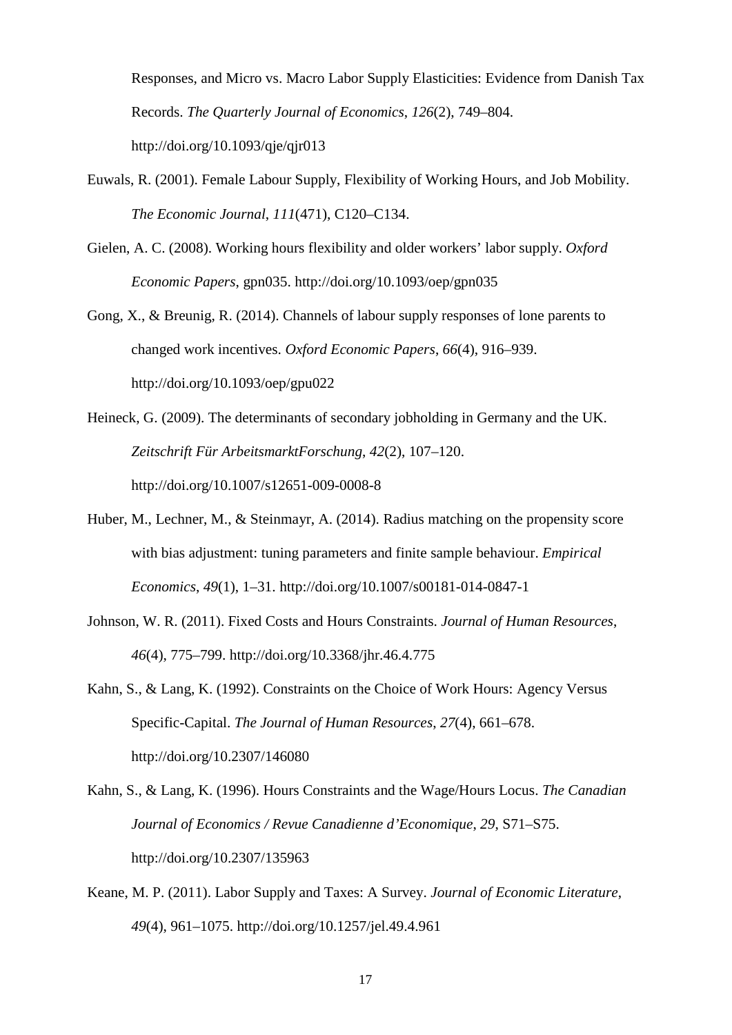Responses, and Micro vs. Macro Labor Supply Elasticities: Evidence from Danish Tax Records. *The Quarterly Journal of Economics*, *126*(2), 749–804. http://doi.org/10.1093/qje/qjr013

Euwals, R. (2001). Female Labour Supply, Flexibility of Working Hours, and Job Mobility. *The Economic Journal*, *111*(471), C120–C134.

Gielen, A. C. (2008). Working hours flexibility and older workers' labor supply. *Oxford Economic Papers*, gpn035. http://doi.org/10.1093/oep/gpn035

Gong, X., & Breunig, R. (2014). Channels of labour supply responses of lone parents to changed work incentives. *Oxford Economic Papers*, *66*(4), 916–939. http://doi.org/10.1093/oep/gpu022

Heineck, G. (2009). The determinants of secondary jobholding in Germany and the UK. *Zeitschrift Für ArbeitsmarktForschung*, *42*(2), 107–120. http://doi.org/10.1007/s12651-009-0008-8

Huber, M., Lechner, M., & Steinmayr, A. (2014). Radius matching on the propensity score with bias adjustment: tuning parameters and finite sample behaviour. *Empirical Economics*, *49*(1), 1–31. http://doi.org/10.1007/s00181-014-0847-1

Johnson, W. R. (2011). Fixed Costs and Hours Constraints. *Journal of Human Resources*, *46*(4), 775–799. http://doi.org/10.3368/jhr.46.4.775

Kahn, S., & Lang, K. (1992). Constraints on the Choice of Work Hours: Agency Versus Specific-Capital. *The Journal of Human Resources*, *27*(4), 661–678. http://doi.org/10.2307/146080

Kahn, S., & Lang, K. (1996). Hours Constraints and the Wage/Hours Locus. *The Canadian Journal of Economics / Revue Canadienne d'Economique*, *29*, S71–S75. http://doi.org/10.2307/135963

Keane, M. P. (2011). Labor Supply and Taxes: A Survey. *Journal of Economic Literature*, *49*(4), 961–1075. http://doi.org/10.1257/jel.49.4.961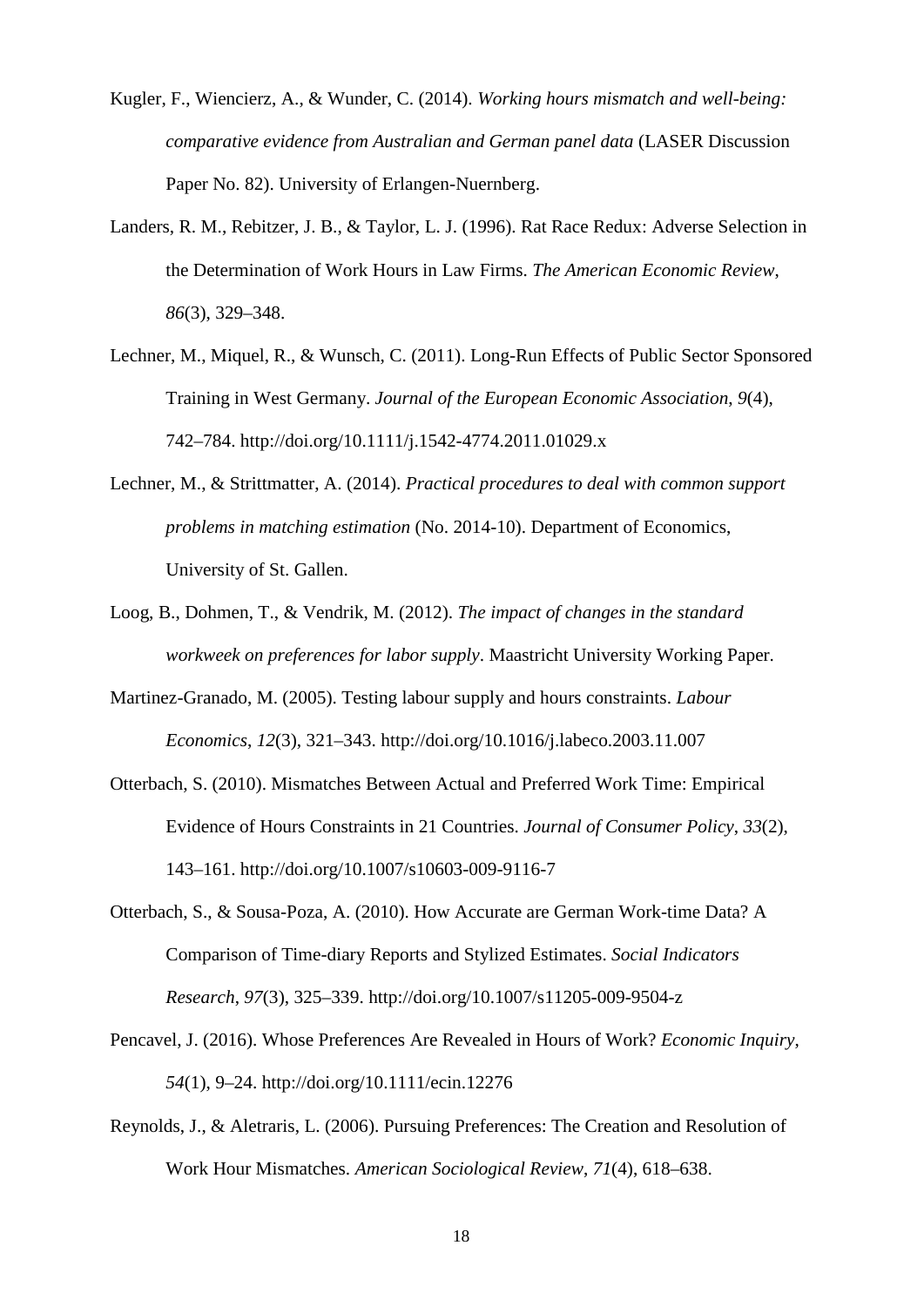Kugler, F., Wiencierz, A., & Wunder, C. (2014). *Working hours mismatch and well-being: comparative evidence from Australian and German panel data* (LASER Discussion Paper No. 82). University of Erlangen-Nuernberg.

Landers, R. M., Rebitzer, J. B., & Taylor, L. J. (1996). Rat Race Redux: Adverse Selection in the Determination of Work Hours in Law Firms. *The American Economic Review*, *86*(3), 329–348.

Lechner, M., Miquel, R., & Wunsch, C. (2011). Long-Run Effects of Public Sector Sponsored Training in West Germany. *Journal of the European Economic Association*, *9*(4), 742–784. http://doi.org/10.1111/j.1542-4774.2011.01029.x

Lechner, M., & Strittmatter, A. (2014). *Practical procedures to deal with common support problems in matching estimation* (No. 2014-10). Department of Economics, University of St. Gallen.

Loog, B., Dohmen, T., & Vendrik, M. (2012). *The impact of changes in the standard workweek on preferences for labor supply*. Maastricht University Working Paper.

Martinez-Granado, M. (2005). Testing labour supply and hours constraints. *Labour Economics*, *12*(3), 321–343. http://doi.org/10.1016/j.labeco.2003.11.007

Otterbach, S. (2010). Mismatches Between Actual and Preferred Work Time: Empirical Evidence of Hours Constraints in 21 Countries. *Journal of Consumer Policy*, *33*(2), 143–161. http://doi.org/10.1007/s10603-009-9116-7

Otterbach, S., & Sousa-Poza, A. (2010). How Accurate are German Work-time Data? A Comparison of Time-diary Reports and Stylized Estimates. *Social Indicators Research*, *97*(3), 325–339. http://doi.org/10.1007/s11205-009-9504-z

Pencavel, J. (2016). Whose Preferences Are Revealed in Hours of Work? *Economic Inquiry*, *54*(1), 9–24. http://doi.org/10.1111/ecin.12276

Reynolds, J., & Aletraris, L. (2006). Pursuing Preferences: The Creation and Resolution of Work Hour Mismatches. *American Sociological Review*, *71*(4), 618–638.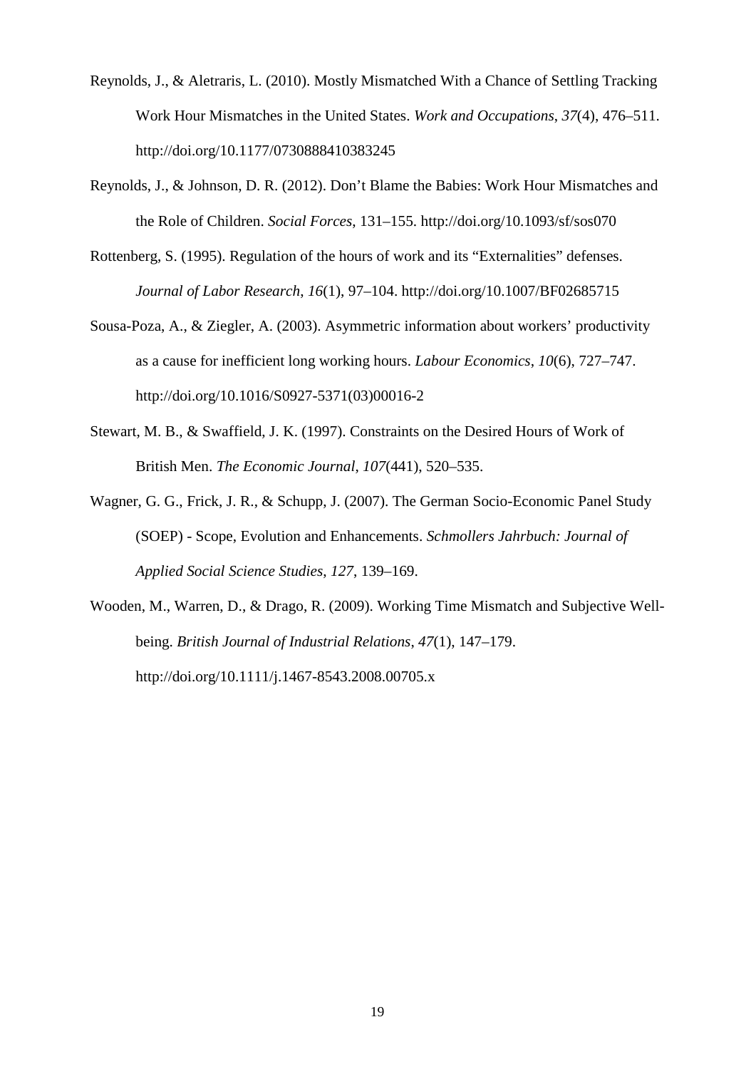Reynolds, J., & Aletraris, L. (2010). Mostly Mismatched With a Chance of Settling Tracking Work Hour Mismatches in the United States. *Work and Occupations*, *37*(4), 476–511. http://doi.org/10.1177/0730888410383245

Reynolds, J., & Johnson, D. R. (2012). Don't Blame the Babies: Work Hour Mismatches and the Role of Children. *Social Forces*, 131–155. http://doi.org/10.1093/sf/sos070

Rottenberg, S. (1995). Regulation of the hours of work and its "Externalities" defenses. *Journal of Labor Research*, *16*(1), 97–104. http://doi.org/10.1007/BF02685715

Sousa-Poza, A., & Ziegler, A. (2003). Asymmetric information about workers' productivity as a cause for inefficient long working hours. *Labour Economics*, *10*(6), 727–747. http://doi.org/10.1016/S0927-5371(03)00016-2

Stewart, M. B., & Swaffield, J. K. (1997). Constraints on the Desired Hours of Work of British Men. *The Economic Journal*, *107*(441), 520–535.

Wagner, G. G., Frick, J. R., & Schupp, J. (2007). The German Socio-Economic Panel Study (SOEP) - Scope, Evolution and Enhancements. *Schmollers Jahrbuch: Journal of Applied Social Science Studies*, *127*, 139–169.

Wooden, M., Warren, D., & Drago, R. (2009). Working Time Mismatch and Subjective Well-being. *British Journal of Industrial Relations*, *47*(1), 147–179. http://doi.org/10.1111/j.1467-8543.2008.00705.x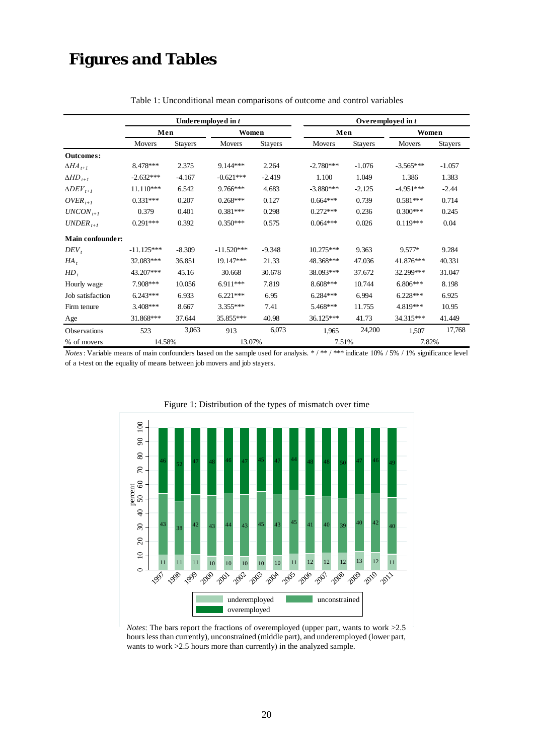# Figures and Tables

Table 1: Unconditional mean comparisons of outcome and control variables

| | Underemployed in $t$ | | | | Overemployed in $t$ | | | |
|---|---|---|---|---|---|---|---|---|
| | Men | | Women | | Men | | Women | |
| | Movers | Stayers | Movers | Stayers | Movers | Stayers | Movers | Stayers |
| **Outcomes:** | | | | | | | | |
| $\Delta HA_{t+1}$ | 8.478*** | 2.375 | 9.144*** | 2.264 | -2.780*** | -1.076 | -3.565*** | -1.057 |
| $\Delta HD_{t+1}$ | -2.632*** | -4.167 | -0.621*** | -2.419 | 1.100 | 1.049 | 1.386 | 1.383 |
| $\Delta DEV_{t+1}$ | 11.110*** | 6.542 | 9.766*** | 4.683 | -3.880*** | -2.125 | -4.951*** | -2.44 |
| $OVER_{t+1}$ | 0.331*** | 0.207 | 0.268*** | 0.127 | 0.664*** | 0.739 | 0.581*** | 0.714 |
| $UNCON_{t+1}$ | 0.379 | 0.401 | 0.381*** | 0.298 | 0.272*** | 0.236 | 0.300*** | 0.245 |
| $UNDER_{t+1}$ | 0.291*** | 0.392 | 0.350*** | 0.575 | 0.064*** | 0.026 | 0.119*** | 0.04 |
| **Main confounder:** | | | | | | | | |
| $DEV_t$ | -11.125*** | -8.309 | -11.520*** | -9.348 | 10.275*** | 9.363 | 9.577* | 9.284 |
| $HA_t$ | 32.083*** | 36.851 | 19.147*** | 21.33 | 48.368*** | 47.036 | 41.876*** | 40.331 |
| $HD_t$ | 43.207*** | 45.16 | 30.668 | 30.678 | 38.093*** | 37.672 | 32.299*** | 31.047 |
| Hourly wage | 7.908*** | 10.056 | 6.911*** | 7.819 | 8.608*** | 10.744 | 6.806*** | 8.198 |
| Job satisfaction | 6.243*** | 6.933 | 6.221*** | 6.95 | 6.284*** | 6.994 | 6.228*** | 6.925 |
| Firm tenure | 3.408*** | 8.667 | 3.355*** | 7.41 | 5.468*** | 11.755 | 4.819*** | 10.95 |
| Age | 31.868*** | 37.644 | 35.855*** | 40.98 | 36.125*** | 41.73 | 34.315*** | 41.449 |
| Observations | 523 | 3,063 | 913 | 6,073 | 1,965 | 24,200 | 1,507 | 17,768 |
| % of movers | 14.58% | | 13.07% | | 7.51% | | 7.82% | |

*Notes*: Variable means of main confounders based on the sample used for analysis. * / ** / *** indicate 10% / 5% / 1% significance level of a t-test on the equality of means between job movers and job stayers.

Figure 1: Distribution of the types of mismatch over time

*Notes*: The bars report the fractions of overemployed (upper part, wants to work >2.5 hours less than currently), unconstrained (middle part), and underemployed (lower part, wants to work >2.5 hours more than currently) in the analyzed sample.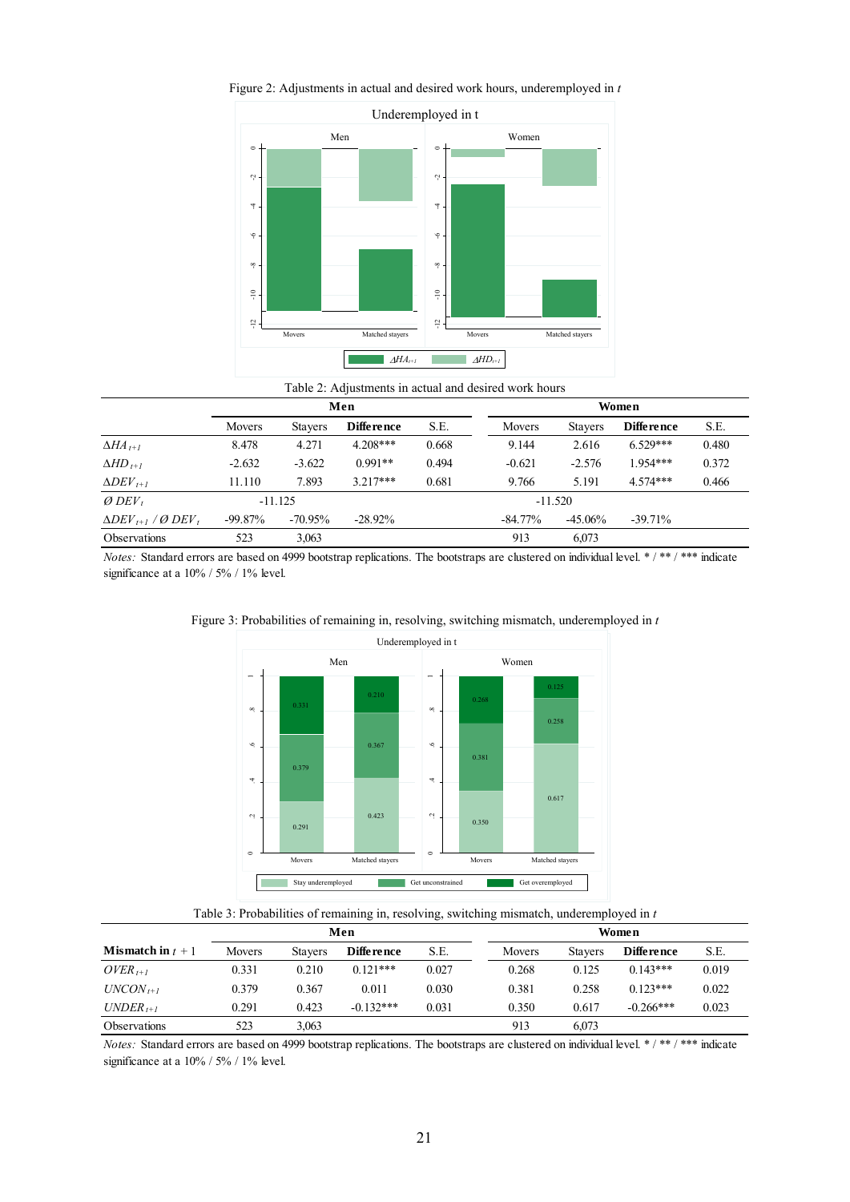Figure 2: Adjustments in actual and desired work hours, underemployed in $t$

Table 2: Adjustments in actual and desired work hours

| | Men | | | | Women | | | |
|---|---|---|---|---|---|---|---|---|
| | Movers | Stayers | **Difference** | S.E. | Movers | Stayers | **Difference** | S.E. |
| $\Delta HA_{t+1}$ | 8.478 | 4.271 | 4.208*** | 0.668 | 9.144 | 2.616 | 6.529*** | 0.480 |
| $\Delta HD_{t+1}$ | -2.632 | -3.622 | 0.991** | 0.494 | -0.621 | -2.576 | 1.954*** | 0.372 |
| $\Delta DEV_{t+1}$ | 11.110 | 7.893 | 3.217*** | 0.681 | 9.766 | 5.191 | 4.574*** | 0.466 |
| $Ø\ DEV_t$ | -11.125 | | | | -11.520 | | | |
| $\Delta DEV_{t+1}$ / $Ø\ DEV_t$ | -99.87% | -70.95% | -28.92% | | -84.77% | -45.06% | -39.71% | |
| Observations | 523 | 3,063 | | | 913 | 6,073 | | |

*Notes:* Standard errors are based on 4999 bootstrap replications. The bootstraps are clustered on individual level. * / ** / *** indicate significance at a 10% / 5% / 1% level.

Figure 3: Probabilities of remaining in, resolving, switching mismatch, underemployed in $t$

Table 3: Probabilities of remaining in, resolving, switching mismatch, underemployed in $t$

| | Men | | | | Women | | | |
|---|---|---|---|---|---|---|---|---|
| **Mismatch in** $t+1$ | Movers | Stayers | **Difference** | S.E. | Movers | Stayers | **Difference** | S.E. |
| $OVER_{t+1}$ | 0.331 | 0.210 | 0.121*** | 0.027 | 0.268 | 0.125 | 0.143*** | 0.019 |
| $UNCON_{t+1}$ | 0.379 | 0.367 | 0.011 | 0.030 | 0.381 | 0.258 | 0.123*** | 0.022 |
| $UNDER_{t+1}$ | 0.291 | 0.423 | -0.132*** | 0.031 | 0.350 | 0.617 | -0.266*** | 0.023 |
| Observations | 523 | 3,063 | | | 913 | 6,073 | | |

*Notes:* Standard errors are based on 4999 bootstrap replications. The bootstraps are clustered on individual level. * / ** / *** indicate significance at a 10% / 5% / 1% level.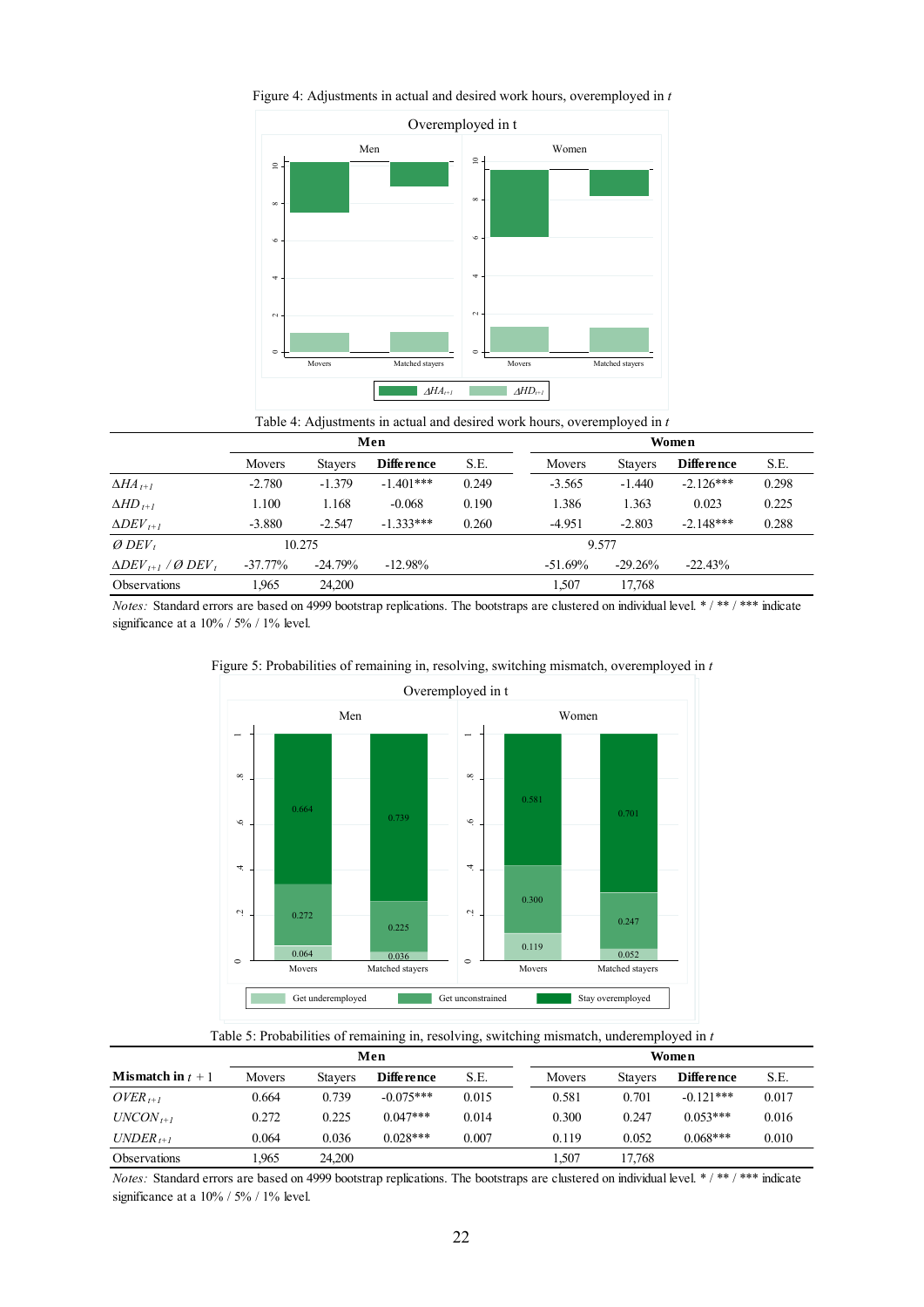Figure 4: Adjustments in actual and desired work hours, overemployed in $t$

Table 4: Adjustments in actual and desired work hours, overemployed in $t$

| | Men | | | | Women | | | |
|---|---|---|---|---|---|---|---|---|
| | Movers | Stayers | **Difference** | S.E. | Movers | Stayers | **Difference** | S.E. |
| $\Delta HA_{t+1}$ | -2.780 | -1.379 | -1.401*** | 0.249 | -3.565 | -1.440 | -2.126*** | 0.298 |
| $\Delta HD_{t+1}$ | 1.100 | 1.168 | -0.068 | 0.190 | 1.386 | 1.363 | 0.023 | 0.225 |
| $\Delta DEV_{t+1}$ | -3.880 | -2.547 | -1.333*** | 0.260 | -4.951 | -2.803 | -2.148*** | 0.288 |
| $Ø\ DEV_t$ | 10.275 | | | | 9.577 | | | |
| $\Delta DEV_{t+1}\ /\ Ø\ DEV_t$ | -37.77% | -24.79% | -12.98% | | -51.69% | -29.26% | -22.43% | |
| Observations | 1,965 | 24,200 | | | 1,507 | 17,768 | | |

*Notes:* Standard errors are based on 4999 bootstrap replications. The bootstraps are clustered on individual level. * / ** / *** indicate significance at a 10% / 5% / 1% level.

Figure 5: Probabilities of remaining in, resolving, switching mismatch, overemployed in $t$

Table 5: Probabilities of remaining in, resolving, switching mismatch, underemployed in $t$

| | Men | | | | Women | | | |
|---|---|---|---|---|---|---|---|---|
| **Mismatch in** $t+1$ | Movers | Stayers | **Difference** | S.E. | Movers | Stayers | **Difference** | S.E. |
| $OVER_{t+1}$ | 0.664 | 0.739 | -0.075*** | 0.015 | 0.581 | 0.701 | -0.121*** | 0.017 |
| $UNCON_{t+1}$ | 0.272 | 0.225 | 0.047*** | 0.014 | 0.300 | 0.247 | 0.053*** | 0.016 |
| $UNDER_{t+1}$ | 0.064 | 0.036 | 0.028*** | 0.007 | 0.119 | 0.052 | 0.068*** | 0.010 |
| Observations | 1,965 | 24,200 | | | 1,507 | 17,768 | | |

*Notes:* Standard errors are based on 4999 bootstrap replications. The bootstraps are clustered on individual level. * / ** / *** indicate significance at a 10% / 5% / 1% level.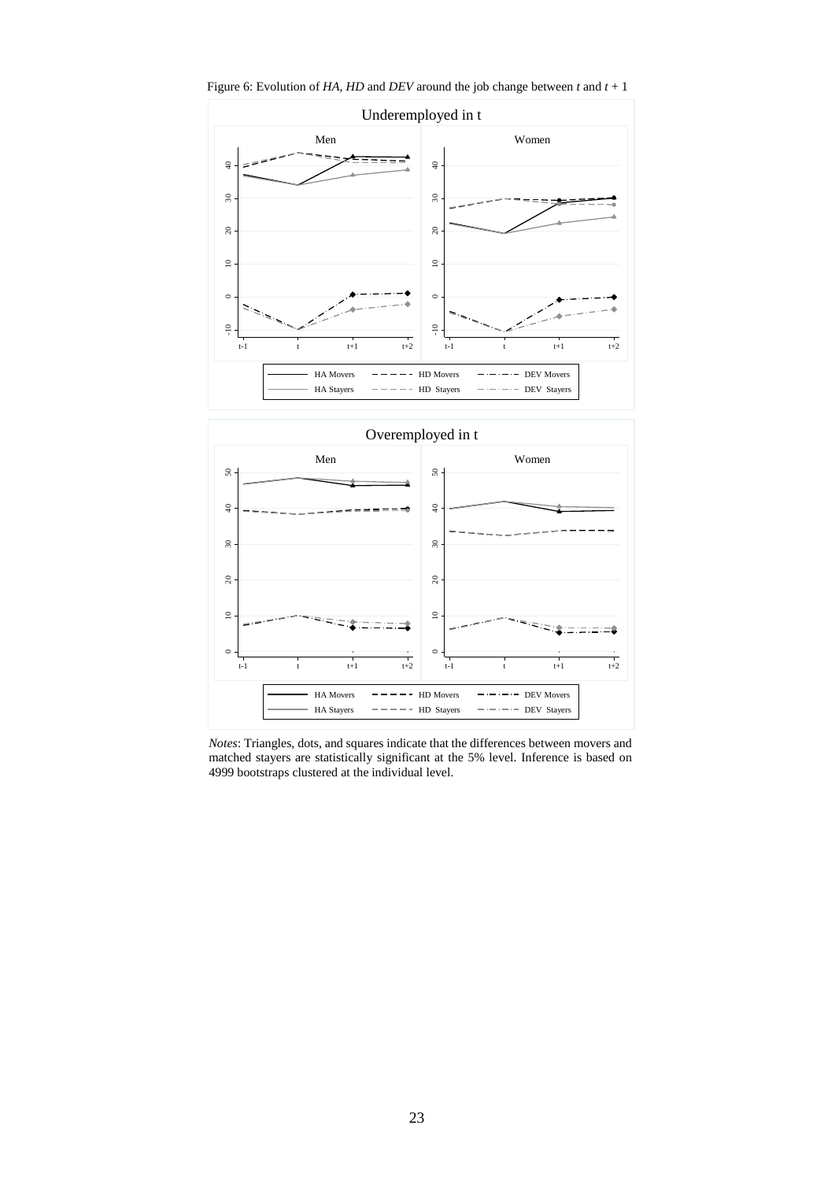Figure 6: Evolution of *HA*, *HD* and *DEV* around the job change between $t$ and $t + 1$

*Notes*: Triangles, dots, and squares indicate that the differences between movers and matched stayers are statistically significant at the 5% level. Inference is based on 4999 bootstraps clustered at the individual level.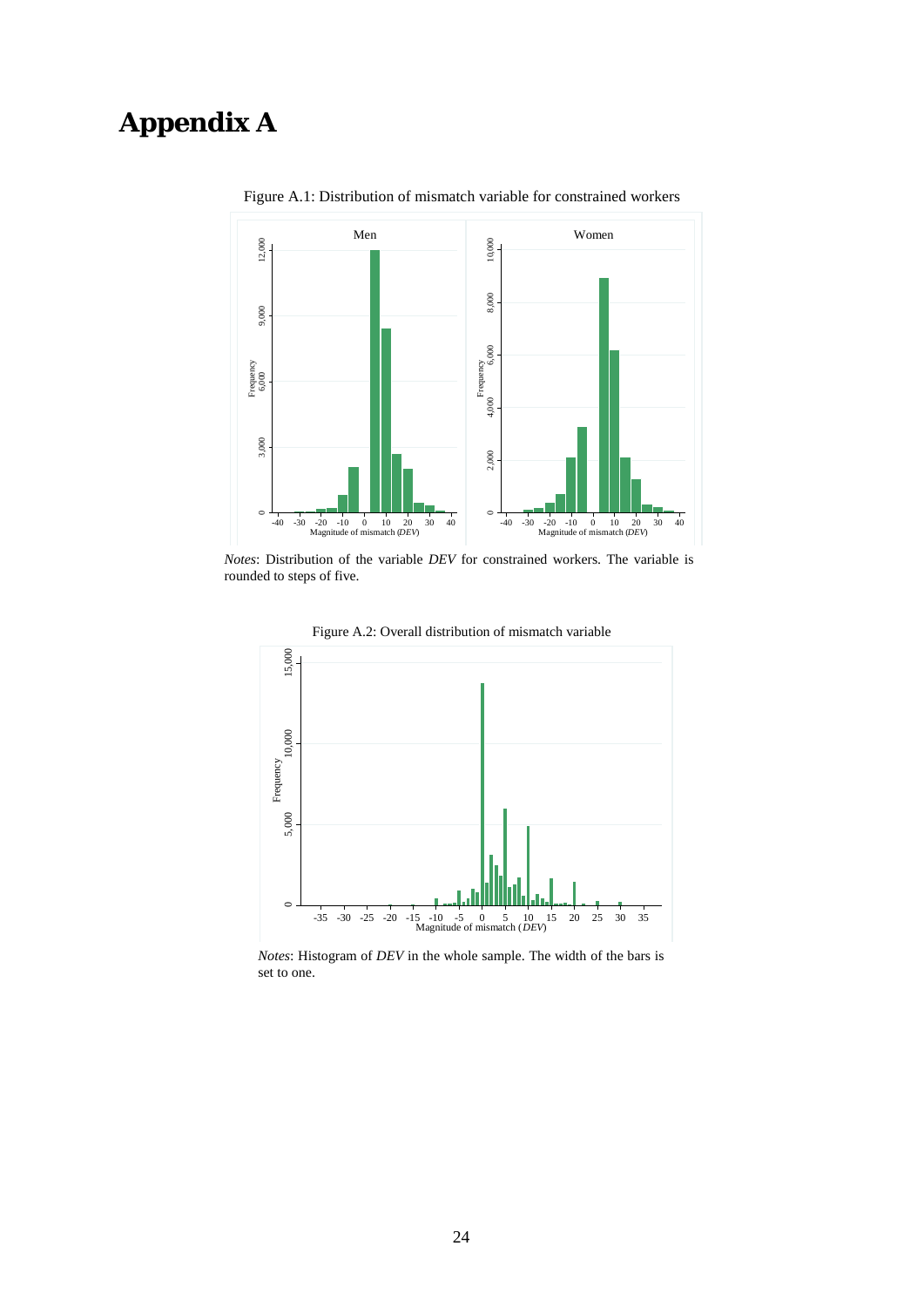# Appendix A

Figure A.1: Distribution of mismatch variable for constrained workers

*Notes*: Distribution of the variable *DEV* for constrained workers. The variable is rounded to steps of five.

Figure A.2: Overall distribution of mismatch variable

*Notes*: Histogram of *DEV* in the whole sample. The width of the bars is set to one.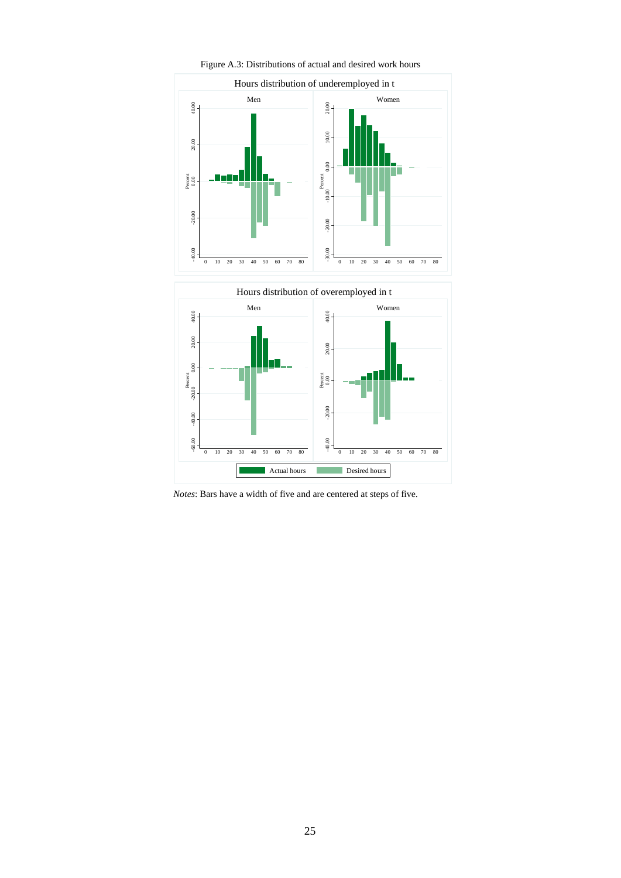Figure A.3: Distributions of actual and desired work hours

*Notes*: Bars have a width of five and are centered at steps of five.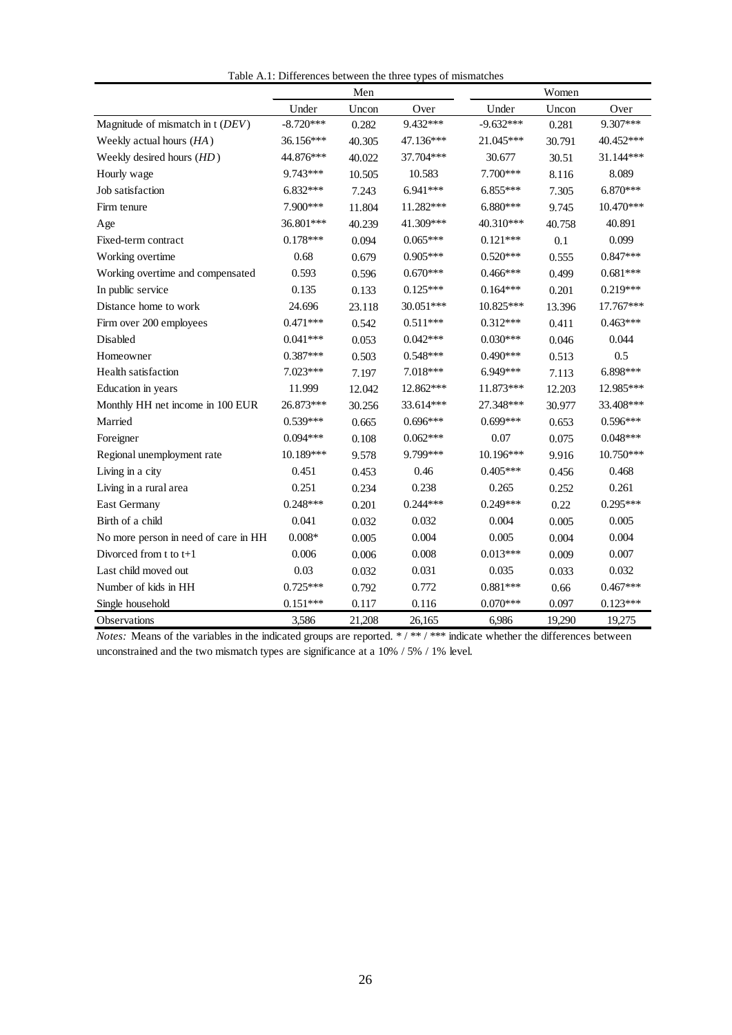Table A.1: Differences between the three types of mismatches

| | Men | | | Women | | |
|---|---|---|---|---|---|---|
| | Under | Uncon | Over | Under | Uncon | Over |
| Magnitude of mismatch in t (*DEV*) | -8.720*** | 0.282 | 9.432*** | -9.632*** | 0.281 | 9.307*** |
| Weekly actual hours (*HA*) | 36.156*** | 40.305 | 47.136*** | 21.045*** | 30.791 | 40.452*** |
| Weekly desired hours (*HD*) | 44.876*** | 40.022 | 37.704*** | 30.677 | 30.51 | 31.144*** |
| Hourly wage | 9.743*** | 10.505 | 10.583 | 7.700*** | 8.116 | 8.089 |
| Job satisfaction | 6.832*** | 7.243 | 6.941*** | 6.855*** | 7.305 | 6.870*** |
| Firm tenure | 7.900*** | 11.804 | 11.282*** | 6.880*** | 9.745 | 10.470*** |
| Age | 36.801*** | 40.239 | 41.309*** | 40.310*** | 40.758 | 40.891 |
| Fixed-term contract | 0.178*** | 0.094 | 0.065*** | 0.121*** | 0.1 | 0.099 |
| Working overtime | 0.68 | 0.679 | 0.905*** | 0.520*** | 0.555 | 0.847*** |
| Working overtime and compensated | 0.593 | 0.596 | 0.670*** | 0.466*** | 0.499 | 0.681*** |
| In public service | 0.135 | 0.133 | 0.125*** | 0.164*** | 0.201 | 0.219*** |
| Distance home to work | 24.696 | 23.118 | 30.051*** | 10.825*** | 13.396 | 17.767*** |
| Firm over 200 employees | 0.471*** | 0.542 | 0.511*** | 0.312*** | 0.411 | 0.463*** |
| Disabled | 0.041*** | 0.053 | 0.042*** | 0.030*** | 0.046 | 0.044 |
| Homeowner | 0.387*** | 0.503 | 0.548*** | 0.490*** | 0.513 | 0.5 |
| Health satisfaction | 7.023*** | 7.197 | 7.018*** | 6.949*** | 7.113 | 6.898*** |
| Education in years | 11.999 | 12.042 | 12.862*** | 11.873*** | 12.203 | 12.985*** |
| Monthly HH net income in 100 EUR | 26.873*** | 30.256 | 33.614*** | 27.348*** | 30.977 | 33.408*** |
| Married | 0.539*** | 0.665 | 0.696*** | 0.699*** | 0.653 | 0.596*** |
| Foreigner | 0.094*** | 0.108 | 0.062*** | 0.07 | 0.075 | 0.048*** |
| Regional unemployment rate | 10.189*** | 9.578 | 9.799*** | 10.196*** | 9.916 | 10.750*** |
| Living in a city | 0.451 | 0.453 | 0.46 | 0.405*** | 0.456 | 0.468 |
| Living in a rural area | 0.251 | 0.234 | 0.238 | 0.265 | 0.252 | 0.261 |
| East Germany | 0.248*** | 0.201 | 0.244*** | 0.249*** | 0.22 | 0.295*** |
| Birth of a child | 0.041 | 0.032 | 0.032 | 0.004 | 0.005 | 0.005 |
| No more person in need of care in HH | 0.008* | 0.005 | 0.004 | 0.005 | 0.004 | 0.004 |
| Divorced from t to t+1 | 0.006 | 0.006 | 0.008 | 0.013*** | 0.009 | 0.007 |
| Last child moved out | 0.03 | 0.032 | 0.031 | 0.035 | 0.033 | 0.032 |
| Number of kids in HH | 0.725*** | 0.792 | 0.772 | 0.881*** | 0.66 | 0.467*** |
| Single household | 0.151*** | 0.117 | 0.116 | 0.070*** | 0.097 | 0.123*** |
| Observations | 3,586 | 21,208 | 26,165 | 6,986 | 19,290 | 19,275 |

*Notes:* Means of the variables in the indicated groups are reported. * / ** / *** indicate whether the differences between unconstrained and the two mismatch types are significance at a 10% / 5% / 1% level.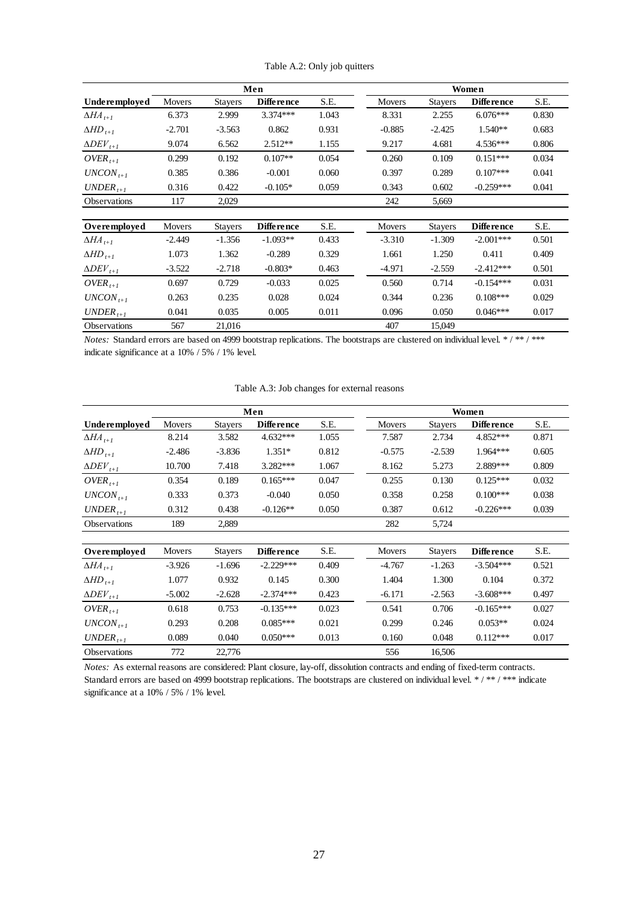Table A.2: Only job quitters

| | Men | | | | Women | | | |
|---|---|---|---|---|---|---|---|---|
| **Underemployed** | Movers | Stayers | **Difference** | S.E. | Movers | Stayers | **Difference** | S.E. |
| $\Delta HA_{t+1}$ | 6.373 | 2.999 | 3.374*** | 1.043 | 8.331 | 2.255 | 6.076*** | 0.830 |
| $\Delta HD_{t+1}$ | -2.701 | -3.563 | 0.862 | 0.931 | -0.885 | -2.425 | 1.540** | 0.683 |
| $\Delta DEV_{t+1}$ | 9.074 | 6.562 | 2.512** | 1.155 | 9.217 | 4.681 | 4.536*** | 0.806 |
| $OVER_{t+1}$ | 0.299 | 0.192 | 0.107** | 0.054 | 0.260 | 0.109 | 0.151*** | 0.034 |
| $UNCON_{t+1}$ | 0.385 | 0.386 | -0.001 | 0.060 | 0.397 | 0.289 | 0.107*** | 0.041 |
| $UNDER_{t+1}$ | 0.316 | 0.422 | -0.105* | 0.059 | 0.343 | 0.602 | -0.259*** | 0.041 |
| Observations | 117 | 2,029 | | | 242 | 5,669 | | |
| **Overemployed** | Movers | Stayers | **Difference** | S.E. | Movers | Stayers | **Difference** | S.E. |
| $\Delta HA_{t+1}$ | -2.449 | -1.356 | -1.093** | 0.433 | -3.310 | -1.309 | -2.001*** | 0.501 |
| $\Delta HD_{t+1}$ | 1.073 | 1.362 | -0.289 | 0.329 | 1.661 | 1.250 | 0.411 | 0.409 |
| $\Delta DEV_{t+1}$ | -3.522 | -2.718 | -0.803* | 0.463 | -4.971 | -2.559 | -2.412*** | 0.501 |
| $OVER_{t+1}$ | 0.697 | 0.729 | -0.033 | 0.025 | 0.560 | 0.714 | -0.154*** | 0.031 |
| $UNCON_{t+1}$ | 0.263 | 0.235 | 0.028 | 0.024 | 0.344 | 0.236 | 0.108*** | 0.029 |
| $UNDER_{t+1}$ | 0.041 | 0.035 | 0.005 | 0.011 | 0.096 | 0.050 | 0.046*** | 0.017 |
| Observations | 567 | 21,016 | | | 407 | 15,049 | | |

*Notes:* Standard errors are based on 4999 bootstrap replications. The bootstraps are clustered on individual level. * / ** / *** indicate significance at a 10% / 5% / 1% level.

Table A.3: Job changes for external reasons

| | Men | | | | Women | | | |
|---|---|---|---|---|---|---|---|---|
| **Underemployed** | Movers | Stayers | **Difference** | S.E. | Movers | Stayers | **Difference** | S.E. |
| $\Delta HA_{t+1}$ | 8.214 | 3.582 | 4.632*** | 1.055 | 7.587 | 2.734 | 4.852*** | 0.871 |
| $\Delta HD_{t+1}$ | -2.486 | -3.836 | 1.351* | 0.812 | -0.575 | -2.539 | 1.964*** | 0.605 |
| $\Delta DEV_{t+1}$ | 10.700 | 7.418 | 3.282*** | 1.067 | 8.162 | 5.273 | 2.889*** | 0.809 |
| $OVER_{t+1}$ | 0.354 | 0.189 | 0.165*** | 0.047 | 0.255 | 0.130 | 0.125*** | 0.032 |
| $UNCON_{t+1}$ | 0.333 | 0.373 | -0.040 | 0.050 | 0.358 | 0.258 | 0.100*** | 0.038 |
| $UNDER_{t+1}$ | 0.312 | 0.438 | -0.126** | 0.050 | 0.387 | 0.612 | -0.226*** | 0.039 |
| Observations | 189 | 2,889 | | | 282 | 5,724 | | |
| **Overemployed** | Movers | Stayers | **Difference** | S.E. | Movers | Stayers | **Difference** | S.E. |
| $\Delta HA_{t+1}$ | -3.926 | -1.696 | -2.229*** | 0.409 | -4.767 | -1.263 | -3.504*** | 0.521 |
| $\Delta HD_{t+1}$ | 1.077 | 0.932 | 0.145 | 0.300 | 1.404 | 1.300 | 0.104 | 0.372 |
| $\Delta DEV_{t+1}$ | -5.002 | -2.628 | -2.374*** | 0.423 | -6.171 | -2.563 | -3.608*** | 0.497 |
| $OVER_{t+1}$ | 0.618 | 0.753 | -0.135*** | 0.023 | 0.541 | 0.706 | -0.165*** | 0.027 |
| $UNCON_{t+1}$ | 0.293 | 0.208 | 0.085*** | 0.021 | 0.299 | 0.246 | 0.053** | 0.024 |
| $UNDER_{t+1}$ | 0.089 | 0.040 | 0.050*** | 0.013 | 0.160 | 0.048 | 0.112*** | 0.017 |
| Observations | 772 | 22,776 | | | 556 | 16,506 | | |

*Notes:* As external reasons are considered: Plant closure, lay-off, dissolution contracts and ending of fixed-term contracts. Standard errors are based on 4999 bootstrap replications. The bootstraps are clustered on individual level. * / ** / *** indicate significance at a 10% / 5% / 1% level.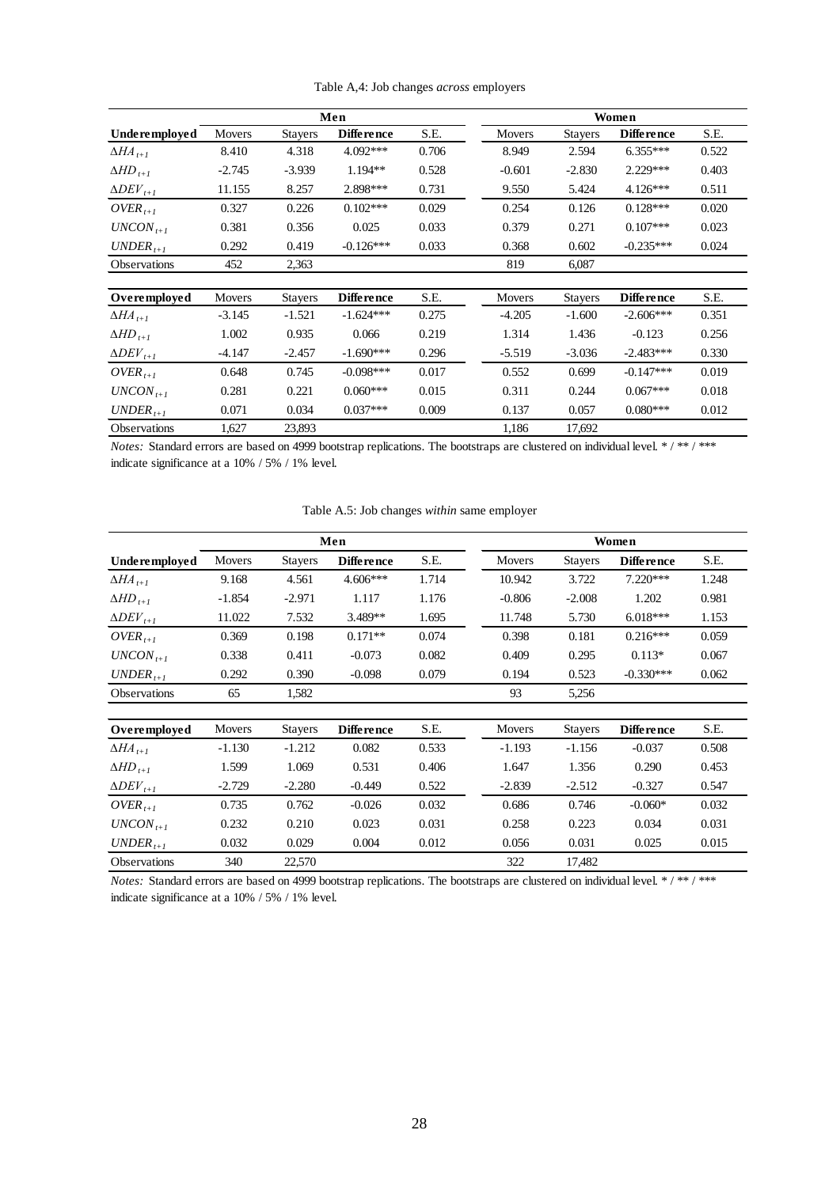Table A,4: Job changes *across* employers

| | Men | | | | Women | | | |
|---|---|---|---|---|---|---|---|---|
| **Underemployed** | Movers | Stayers | **Difference** | S.E. | Movers | Stayers | **Difference** | S.E. |
| $\Delta HA_{t+1}$ | 8.410 | 4.318 | 4.092*** | 0.706 | 8.949 | 2.594 | 6.355*** | 0.522 |
| $\Delta HD_{t+1}$ | -2.745 | -3.939 | 1.194** | 0.528 | -0.601 | -2.830 | 2.229*** | 0.403 |
| $\Delta DEV_{t+1}$ | 11.155 | 8.257 | 2.898*** | 0.731 | 9.550 | 5.424 | 4.126*** | 0.511 |
| $OVER_{t+1}$ | 0.327 | 0.226 | 0.102*** | 0.029 | 0.254 | 0.126 | 0.128*** | 0.020 |
| $UNCON_{t+1}$ | 0.381 | 0.356 | 0.025 | 0.033 | 0.379 | 0.271 | 0.107*** | 0.023 |
| $UNDER_{t+1}$ | 0.292 | 0.419 | -0.126*** | 0.033 | 0.368 | 0.602 | -0.235*** | 0.024 |
| Observations | 452 | 2,363 | | | 819 | 6,087 | | |
| **Overemployed** | Movers | Stayers | **Difference** | S.E. | Movers | Stayers | **Difference** | S.E. |
| $\Delta HA_{t+1}$ | -3.145 | -1.521 | -1.624*** | 0.275 | -4.205 | -1.600 | -2.606*** | 0.351 |
| $\Delta HD_{t+1}$ | 1.002 | 0.935 | 0.066 | 0.219 | 1.314 | 1.436 | -0.123 | 0.256 |
| $\Delta DEV_{t+1}$ | -4.147 | -2.457 | -1.690*** | 0.296 | -5.519 | -3.036 | -2.483*** | 0.330 |
| $OVER_{t+1}$ | 0.648 | 0.745 | -0.098*** | 0.017 | 0.552 | 0.699 | -0.147*** | 0.019 |
| $UNCON_{t+1}$ | 0.281 | 0.221 | 0.060*** | 0.015 | 0.311 | 0.244 | 0.067*** | 0.018 |
| $UNDER_{t+1}$ | 0.071 | 0.034 | 0.037*** | 0.009 | 0.137 | 0.057 | 0.080*** | 0.012 |
| Observations | 1,627 | 23,893 | | | 1,186 | 17,692 | | |

*Notes:* Standard errors are based on 4999 bootstrap replications. The bootstraps are clustered on individual level. * / ** / *** indicate significance at a 10% / 5% / 1% level.

Table A.5: Job changes *within* same employer

| | Men | | | | Women | | | |
|---|---|---|---|---|---|---|---|---|
| **Underemployed** | Movers | Stayers | **Difference** | S.E. | Movers | Stayers | **Difference** | S.E. |
| $\Delta HA_{t+1}$ | 9.168 | 4.561 | 4.606*** | 1.714 | 10.942 | 3.722 | 7.220*** | 1.248 |
| $\Delta HD_{t+1}$ | -1.854 | -2.971 | 1.117 | 1.176 | -0.806 | -2.008 | 1.202 | 0.981 |
| $\Delta DEV_{t+1}$ | 11.022 | 7.532 | 3.489** | 1.695 | 11.748 | 5.730 | 6.018*** | 1.153 |
| $OVER_{t+1}$ | 0.369 | 0.198 | 0.171** | 0.074 | 0.398 | 0.181 | 0.216*** | 0.059 |
| $UNCON_{t+1}$ | 0.338 | 0.411 | -0.073 | 0.082 | 0.409 | 0.295 | 0.113* | 0.067 |
| $UNDER_{t+1}$ | 0.292 | 0.390 | -0.098 | 0.079 | 0.194 | 0.523 | -0.330*** | 0.062 |
| Observations | 65 | 1,582 | | | 93 | 5,256 | | |
| **Overemployed** | Movers | Stayers | **Difference** | S.E. | Movers | Stayers | **Difference** | S.E. |
| $\Delta HA_{t+1}$ | -1.130 | -1.212 | 0.082 | 0.533 | -1.193 | -1.156 | -0.037 | 0.508 |
| $\Delta HD_{t+1}$ | 1.599 | 1.069 | 0.531 | 0.406 | 1.647 | 1.356 | 0.290 | 0.453 |
| $\Delta DEV_{t+1}$ | -2.729 | -2.280 | -0.449 | 0.522 | -2.839 | -2.512 | -0.327 | 0.547 |
| $OVER_{t+1}$ | 0.735 | 0.762 | -0.026 | 0.032 | 0.686 | 0.746 | -0.060* | 0.032 |
| $UNCON_{t+1}$ | 0.232 | 0.210 | 0.023 | 0.031 | 0.258 | 0.223 | 0.034 | 0.031 |
| $UNDER_{t+1}$ | 0.032 | 0.029 | 0.004 | 0.012 | 0.056 | 0.031 | 0.025 | 0.015 |
| Observations | 340 | 22,570 | | | 322 | 17,482 | | |

*Notes:* Standard errors are based on 4999 bootstrap replications. The bootstraps are clustered on individual level. * / ** / *** indicate significance at a 10% / 5% / 1% level.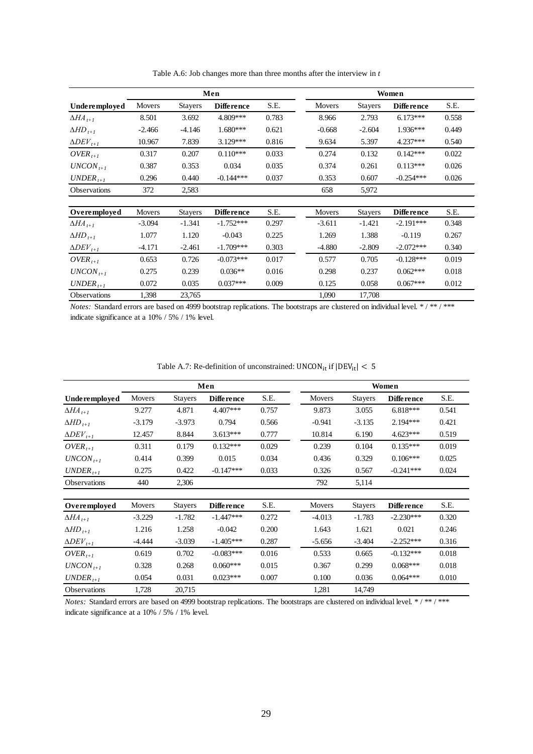Table A.6: Job changes more than three months after the interview in *t*

| | Men | | | | Women | | | |
|---|---|---|---|---|---|---|---|---|
| **Underemployed** | Movers | Stayers | **Difference** | S.E. | Movers | Stayers | **Difference** | S.E. |
| $\Delta HA_{t+1}$ | 8.501 | 3.692 | 4.809*** | 0.783 | 8.966 | 2.793 | 6.173*** | 0.558 |
| $\Delta HD_{t+1}$ | -2.466 | -4.146 | 1.680*** | 0.621 | -0.668 | -2.604 | 1.936*** | 0.449 |
| $\Delta DEV_{t+1}$ | 10.967 | 7.839 | 3.129*** | 0.816 | 9.634 | 5.397 | 4.237*** | 0.540 |
| $OVER_{t+1}$ | 0.317 | 0.207 | 0.110*** | 0.033 | 0.274 | 0.132 | 0.142*** | 0.022 |
| $UNCON_{t+1}$ | 0.387 | 0.353 | 0.034 | 0.035 | 0.374 | 0.261 | 0.113*** | 0.026 |
| $UNDER_{t+1}$ | 0.296 | 0.440 | -0.144*** | 0.037 | 0.353 | 0.607 | -0.254*** | 0.026 |
| Observations | 372 | 2,583 | | | 658 | 5,972 | | |
| **Overemployed** | Movers | Stayers | **Difference** | S.E. | Movers | Stayers | **Difference** | S.E. |
| $\Delta HA_{t+1}$ | -3.094 | -1.341 | -1.752*** | 0.297 | -3.611 | -1.421 | -2.191*** | 0.348 |
| $\Delta HD_{t+1}$ | 1.077 | 1.120 | -0.043 | 0.225 | 1.269 | 1.388 | -0.119 | 0.267 |
| $\Delta DEV_{t+1}$ | -4.171 | -2.461 | -1.709*** | 0.303 | -4.880 | -2.809 | -2.072*** | 0.340 |
| $OVER_{t+1}$ | 0.653 | 0.726 | -0.073*** | 0.017 | 0.577 | 0.705 | -0.128*** | 0.019 |
| $UNCON_{t+1}$ | 0.275 | 0.239 | 0.036** | 0.016 | 0.298 | 0.237 | 0.062*** | 0.018 |
| $UNDER_{t+1}$ | 0.072 | 0.035 | 0.037*** | 0.009 | 0.125 | 0.058 | 0.067*** | 0.012 |
| Observations | 1,398 | 23,765 | | | 1,090 | 17,708 | | |

*Notes:* Standard errors are based on 4999 bootstrap replications. The bootstraps are clustered on individual level. * / ** / *** indicate significance at a 10% / 5% / 1% level.

Table A.7: Re-definition of unconstrained: $UNCON_{it}$ if $|DEV_{it}| < 5$

| | Men | | | | Women | | | |
|---|---|---|---|---|---|---|---|---|
| **Underemployed** | Movers | Stayers | **Difference** | S.E. | Movers | Stayers | **Difference** | S.E. |
| $\Delta HA_{t+1}$ | 9.277 | 4.871 | 4.407*** | 0.757 | 9.873 | 3.055 | 6.818*** | 0.541 |
| $\Delta HD_{t+1}$ | -3.179 | -3.973 | 0.794 | 0.566 | -0.941 | -3.135 | 2.194*** | 0.421 |
| $\Delta DEV_{t+1}$ | 12.457 | 8.844 | 3.613*** | 0.777 | 10.814 | 6.190 | 4.623*** | 0.519 |
| $OVER_{t+1}$ | 0.311 | 0.179 | 0.132*** | 0.029 | 0.239 | 0.104 | 0.135*** | 0.019 |
| $UNCON_{t+1}$ | 0.414 | 0.399 | 0.015 | 0.034 | 0.436 | 0.329 | 0.106*** | 0.025 |
| $UNDER_{t+1}$ | 0.275 | 0.422 | -0.147*** | 0.033 | 0.326 | 0.567 | -0.241*** | 0.024 |
| Observations | 440 | 2,306 | | | 792 | 5,114 | | |
| **Overemployed** | Movers | Stayers | **Difference** | S.E. | Movers | Stayers | **Difference** | S.E. |
| $\Delta HA_{t+1}$ | -3.229 | -1.782 | -1.447*** | 0.272 | -4.013 | -1.783 | -2.230*** | 0.320 |
| $\Delta HD_{t+1}$ | 1.216 | 1.258 | -0.042 | 0.200 | 1.643 | 1.621 | 0.021 | 0.246 |
| $\Delta DEV_{t+1}$ | -4.444 | -3.039 | -1.405*** | 0.287 | -5.656 | -3.404 | -2.252*** | 0.316 |
| $OVER_{t+1}$ | 0.619 | 0.702 | -0.083*** | 0.016 | 0.533 | 0.665 | -0.132*** | 0.018 |
| $UNCON_{t+1}$ | 0.328 | 0.268 | 0.060*** | 0.015 | 0.367 | 0.299 | 0.068*** | 0.018 |
| $UNDER_{t+1}$ | 0.054 | 0.031 | 0.023*** | 0.007 | 0.100 | 0.036 | 0.064*** | 0.010 |
| Observations | 1,728 | 20,715 | | | 1,281 | 14,749 | | |

*Notes:* Standard errors are based on 4999 bootstrap replications. The bootstraps are clustered on individual level. * / ** / *** indicate significance at a 10% / 5% / 1% level.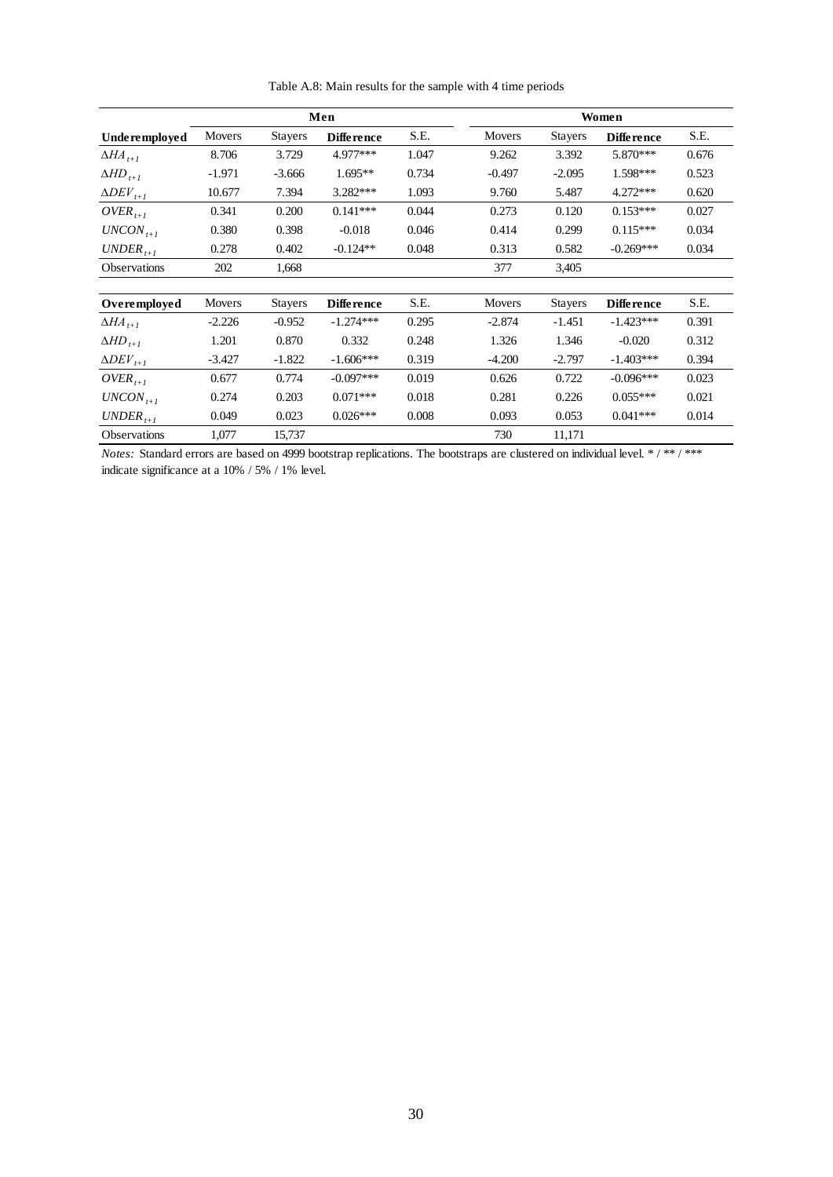Table A.8: Main results for the sample with 4 time periods

| | Men | | | | Women | | | |
|---|---|---|---|---|---|---|---|---|
| **Underemployed** | Movers | Stayers | **Difference** | S.E. | Movers | Stayers | **Difference** | S.E. |
| $\Delta HA_{t+1}$ | 8.706 | 3.729 | 4.977*** | 1.047 | 9.262 | 3.392 | 5.870*** | 0.676 |
| $\Delta HD_{t+1}$ | -1.971 | -3.666 | 1.695** | 0.734 | -0.497 | -2.095 | 1.598*** | 0.523 |
| $\Delta DEV_{t+1}$ | 10.677 | 7.394 | 3.282*** | 1.093 | 9.760 | 5.487 | 4.272*** | 0.620 |
| $OVER_{t+1}$ | 0.341 | 0.200 | 0.141*** | 0.044 | 0.273 | 0.120 | 0.153*** | 0.027 |
| $UNCON_{t+1}$ | 0.380 | 0.398 | -0.018 | 0.046 | 0.414 | 0.299 | 0.115*** | 0.034 |
| $UNDER_{t+1}$ | 0.278 | 0.402 | -0.124** | 0.048 | 0.313 | 0.582 | -0.269*** | 0.034 |
| Observations | 202 | 1,668 | | | 377 | 3,405 | | |
| **Overemployed** | Movers | Stayers | **Difference** | S.E. | Movers | Stayers | **Difference** | S.E. |
| $\Delta HA_{t+1}$ | -2.226 | -0.952 | -1.274*** | 0.295 | -2.874 | -1.451 | -1.423*** | 0.391 |
| $\Delta HD_{t+1}$ | 1.201 | 0.870 | 0.332 | 0.248 | 1.326 | 1.346 | -0.020 | 0.312 |
| $\Delta DEV_{t+1}$ | -3.427 | -1.822 | -1.606*** | 0.319 | -4.200 | -2.797 | -1.403*** | 0.394 |
| $OVER_{t+1}$ | 0.677 | 0.774 | -0.097*** | 0.019 | 0.626 | 0.722 | -0.096*** | 0.023 |
| $UNCON_{t+1}$ | 0.274 | 0.203 | 0.071*** | 0.018 | 0.281 | 0.226 | 0.055*** | 0.021 |
| $UNDER_{t+1}$ | 0.049 | 0.023 | 0.026*** | 0.008 | 0.093 | 0.053 | 0.041*** | 0.014 |
| Observations | 1,077 | 15,737 | | | 730 | 11,171 | | |

*Notes:* Standard errors are based on 4999 bootstrap replications. The bootstraps are clustered on individual level. * / ** / *** indicate significance at a 10% / 5% / 1% level.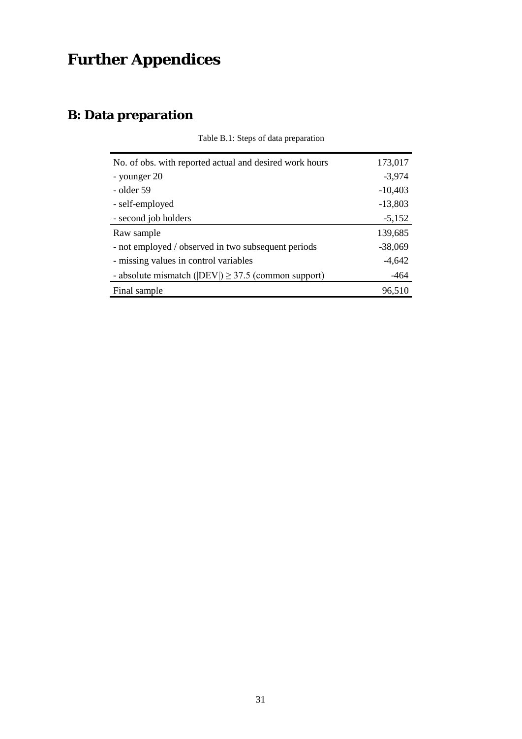# Further Appendices

## B: Data preparation

Table B.1: Steps of data preparation

| | |
|---|---|
| No. of obs. with reported actual and desired work hours | 173,017 |
| - younger 20 | -3,974 |
| - older 59 | -10,403 |
| - self-employed | -13,803 |
| - second job holders | -5,152 |
| Raw sample | 139,685 |
| - not employed / observed in two subsequent periods | -38,069 |
| - missing values in control variables | -4,642 |
| - absolute mismatch ($\|DEV\|$) $\geq$ 37.5 (common support) | -464 |
| Final sample | 96,510 |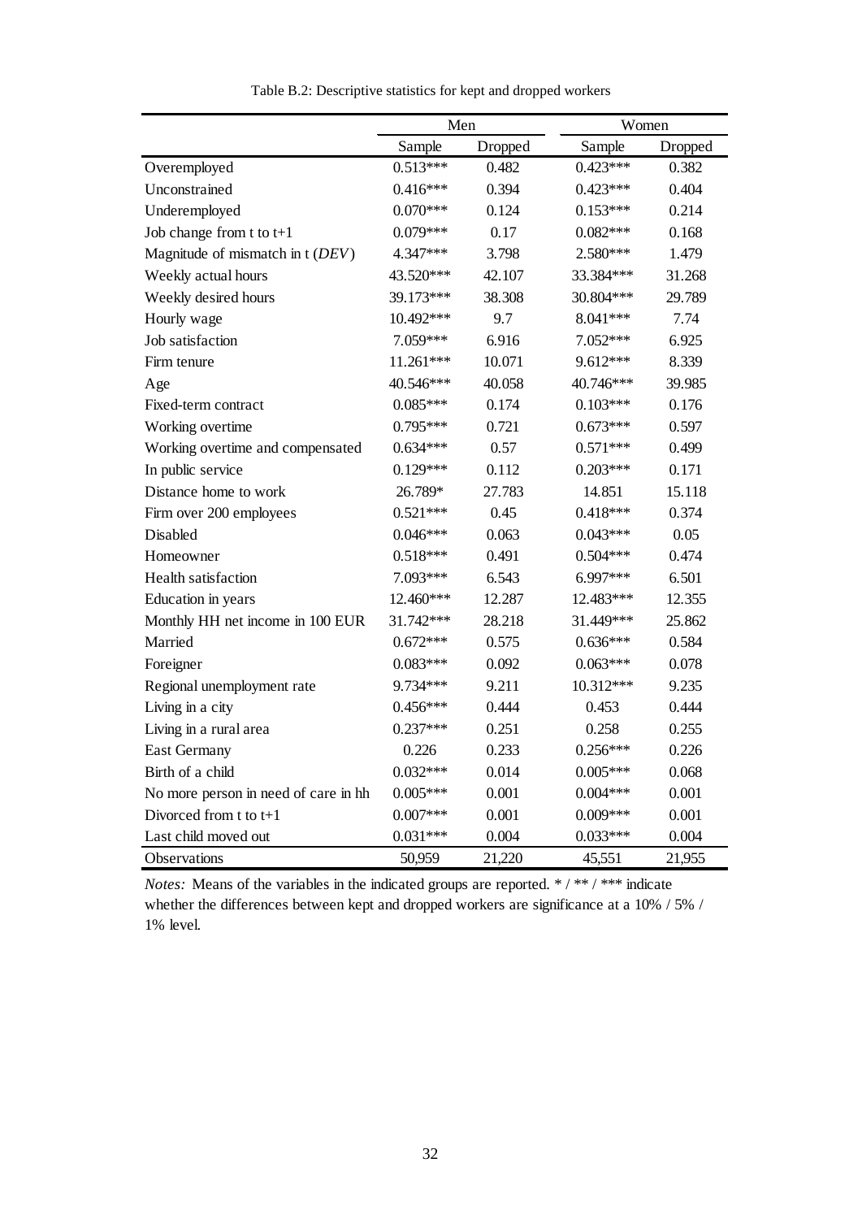Table B.2: Descriptive statistics for kept and dropped workers

| | Men | | Women | |
|---|---|---|---|---|
| | Sample | Dropped | Sample | Dropped |
| Overemployed | 0.513*** | 0.482 | 0.423*** | 0.382 |
| Unconstrained | 0.416*** | 0.394 | 0.423*** | 0.404 |
| Underemployed | 0.070*** | 0.124 | 0.153*** | 0.214 |
| Job change from t to t+1 | 0.079*** | 0.17 | 0.082*** | 0.168 |
| Magnitude of mismatch in t (*DEV*) | 4.347*** | 3.798 | 2.580*** | 1.479 |
| Weekly actual hours | 43.520*** | 42.107 | 33.384*** | 31.268 |
| Weekly desired hours | 39.173*** | 38.308 | 30.804*** | 29.789 |
| Hourly wage | 10.492*** | 9.7 | 8.041*** | 7.74 |
| Job satisfaction | 7.059*** | 6.916 | 7.052*** | 6.925 |
| Firm tenure | 11.261*** | 10.071 | 9.612*** | 8.339 |
| Age | 40.546*** | 40.058 | 40.746*** | 39.985 |
| Fixed-term contract | 0.085*** | 0.174 | 0.103*** | 0.176 |
| Working overtime | 0.795*** | 0.721 | 0.673*** | 0.597 |
| Working overtime and compensated | 0.634*** | 0.57 | 0.571*** | 0.499 |
| In public service | 0.129*** | 0.112 | 0.203*** | 0.171 |
| Distance home to work | 26.789* | 27.783 | 14.851 | 15.118 |
| Firm over 200 employees | 0.521*** | 0.45 | 0.418*** | 0.374 |
| Disabled | 0.046*** | 0.063 | 0.043*** | 0.05 |
| Homeowner | 0.518*** | 0.491 | 0.504*** | 0.474 |
| Health satisfaction | 7.093*** | 6.543 | 6.997*** | 6.501 |
| Education in years | 12.460*** | 12.287 | 12.483*** | 12.355 |
| Monthly HH net income in 100 EUR | 31.742*** | 28.218 | 31.449*** | 25.862 |
| Married | 0.672*** | 0.575 | 0.636*** | 0.584 |
| Foreigner | 0.083*** | 0.092 | 0.063*** | 0.078 |
| Regional unemployment rate | 9.734*** | 9.211 | 10.312*** | 9.235 |
| Living in a city | 0.456*** | 0.444 | 0.453 | 0.444 |
| Living in a rural area | 0.237*** | 0.251 | 0.258 | 0.255 |
| East Germany | 0.226 | 0.233 | 0.256*** | 0.226 |
| Birth of a child | 0.032*** | 0.014 | 0.005*** | 0.068 |
| No more person in need of care in hh | 0.005*** | 0.001 | 0.004*** | 0.001 |
| Divorced from t to t+1 | 0.007*** | 0.001 | 0.009*** | 0.001 |
| Last child moved out | 0.031*** | 0.004 | 0.033*** | 0.004 |
| Observations | 50,959 | 21,220 | 45,551 | 21,955 |

*Notes:* Means of the variables in the indicated groups are reported. * / ** / *** indicate whether the differences between kept and dropped workers are significance at a 10% / 5% / 1% level.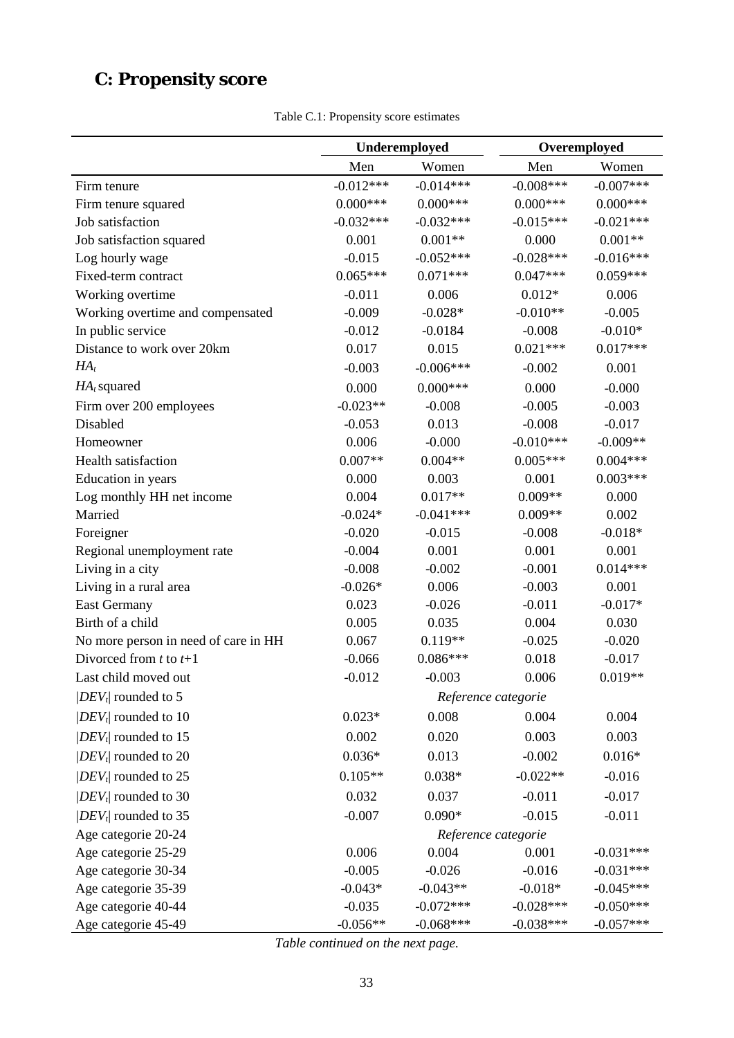# C: Propensity score

Table C.1: Propensity score estimates

| | Underemployed | | Overemployed | |
|---|---|---|---|---|
| | Men | Women | Men | Women |
| Firm tenure | -0.012*** | -0.014*** | -0.008*** | -0.007*** |
| Firm tenure squared | 0.000*** | 0.000*** | 0.000*** | 0.000*** |
| Job satisfaction | -0.032*** | -0.032*** | -0.015*** | -0.021*** |
| Job satisfaction squared | 0.001 | 0.001** | 0.000 | 0.001** |
| Log hourly wage | -0.015 | -0.052*** | -0.028*** | -0.016*** |
| Fixed-term contract | 0.065*** | 0.071*** | 0.047*** | 0.059*** |
| Working overtime | -0.011 | 0.006 | 0.012* | 0.006 |
| Working overtime and compensated | -0.009 | -0.028* | -0.010** | -0.005 |
| In public service | -0.012 | -0.0184 | -0.008 | -0.010* |
| Distance to work over 20km | 0.017 | 0.015 | 0.021*** | 0.017*** |
| $HA_t$ | -0.003 | -0.006*** | -0.002 | 0.001 |
| $HA_t$ squared | 0.000 | 0.000*** | 0.000 | -0.000 |
| Firm over 200 employees | -0.023** | -0.008 | -0.005 | -0.003 |
| Disabled | -0.053 | 0.013 | -0.008 | -0.017 |
| Homeowner | 0.006 | -0.000 | -0.010*** | -0.009** |
| Health satisfaction | 0.007** | 0.004** | 0.005*** | 0.004*** |
| Education in years | 0.000 | 0.003 | 0.001 | 0.003*** |
| Log monthly HH net income | 0.004 | 0.017** | 0.009** | 0.000 |
| Married | -0.024* | -0.041*** | 0.009** | 0.002 |
| Foreigner | -0.020 | -0.015 | -0.008 | -0.018* |
| Regional unemployment rate | -0.004 | 0.001 | 0.001 | 0.001 |
| Living in a city | -0.008 | -0.002 | -0.001 | 0.014*** |
| Living in a rural area | -0.026* | 0.006 | -0.003 | 0.001 |
| East Germany | 0.023 | -0.026 | -0.011 | -0.017* |
| Birth of a child | 0.005 | 0.035 | 0.004 | 0.030 |
| No more person in need of care in HH | 0.067 | 0.119** | -0.025 | -0.020 |
| Divorced from $t$ to $t$+1 | -0.066 | 0.086*** | 0.018 | -0.017 |
| Last child moved out | -0.012 | -0.003 | 0.006 | 0.019** |
| $\|DEV_t\|$ rounded to 5 | *Reference categorie* | | | |
| $\|DEV_t\|$ rounded to 10 | 0.023* | 0.008 | 0.004 | 0.004 |
| $\|DEV_t\|$ rounded to 15 | 0.002 | 0.020 | 0.003 | 0.003 |
| $\|DEV_t\|$ rounded to 20 | 0.036* | 0.013 | -0.002 | 0.016* |
| $\|DEV_t\|$ rounded to 25 | 0.105** | 0.038* | -0.022** | -0.016 |
| $\|DEV_t\|$ rounded to 30 | 0.032 | 0.037 | -0.011 | -0.017 |
| $\|DEV_t\|$ rounded to 35 | -0.007 | 0.090* | -0.015 | -0.011 |
| Age categorie 20-24 | *Reference categorie* | | | |
| Age categorie 25-29 | 0.006 | 0.004 | 0.001 | -0.031*** |
| Age categorie 30-34 | -0.005 | -0.026 | -0.016 | -0.031*** |
| Age categorie 35-39 | -0.043* | -0.043** | -0.018* | -0.045*** |
| Age categorie 40-44 | -0.035 | -0.072*** | -0.028*** | -0.050*** |
| Age categorie 45-49 | -0.056** | -0.068*** | -0.038*** | -0.057*** |

*Table continued on the next page.*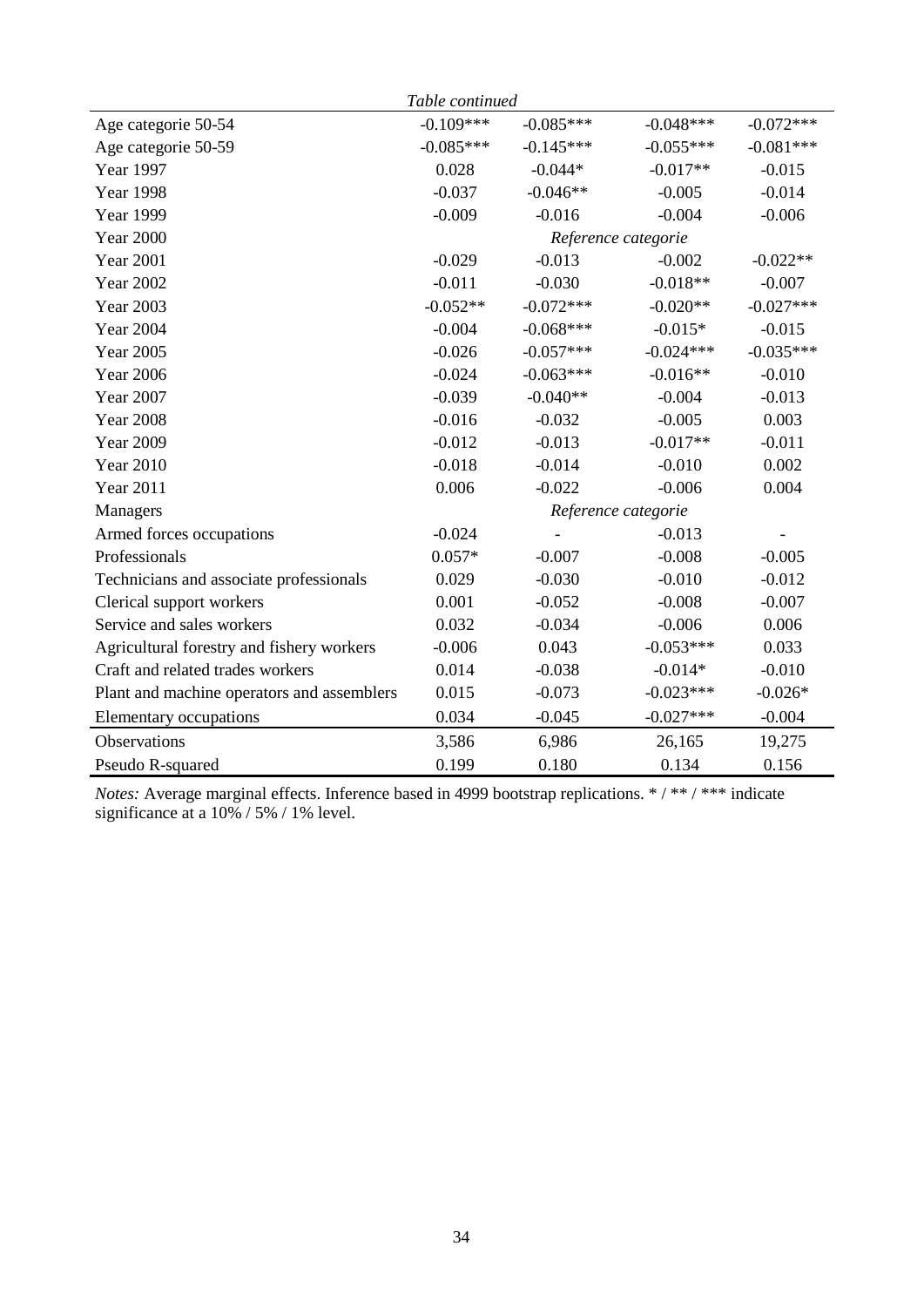*Table continued*

| | | | | |
|---|---|---|---|---|
| Age categorie 50-54 | -0.109*** | -0.085*** | -0.048*** | -0.072*** |
| Age categorie 50-59 | -0.085*** | -0.145*** | -0.055*** | -0.081*** |
| Year 1997 | 0.028 | -0.044* | -0.017** | -0.015 |
| Year 1998 | -0.037 | -0.046** | -0.005 | -0.014 |
| Year 1999 | -0.009 | -0.016 | -0.004 | -0.006 |
| Year 2000 | *Reference categorie* | | | |
| Year 2001 | -0.029 | -0.013 | -0.002 | -0.022** |
| Year 2002 | -0.011 | -0.030 | -0.018** | -0.007 |
| Year 2003 | -0.052** | -0.072*** | -0.020** | -0.027*** |
| Year 2004 | -0.004 | -0.068*** | -0.015* | -0.015 |
| Year 2005 | -0.026 | -0.057*** | -0.024*** | -0.035*** |
| Year 2006 | -0.024 | -0.063*** | -0.016** | -0.010 |
| Year 2007 | -0.039 | -0.040** | -0.004 | -0.013 |
| Year 2008 | -0.016 | -0.032 | -0.005 | 0.003 |
| Year 2009 | -0.012 | -0.013 | -0.017** | -0.011 |
| Year 2010 | -0.018 | -0.014 | -0.010 | 0.002 |
| Year 2011 | 0.006 | -0.022 | -0.006 | 0.004 |
| Managers | *Reference categorie* | | | |
| Armed forces occupations | -0.024 | - | -0.013 | - |
| Professionals | 0.057* | -0.007 | -0.008 | -0.005 |
| Technicians and associate professionals | 0.029 | -0.030 | -0.010 | -0.012 |
| Clerical support workers | 0.001 | -0.052 | -0.008 | -0.007 |
| Service and sales workers | 0.032 | -0.034 | -0.006 | 0.006 |
| Agricultural forestry and fishery workers | -0.006 | 0.043 | -0.053*** | 0.033 |
| Craft and related trades workers | 0.014 | -0.038 | -0.014* | -0.010 |
| Plant and machine operators and assemblers | 0.015 | -0.073 | -0.023*** | -0.026* |
| Elementary occupations | 0.034 | -0.045 | -0.027*** | -0.004 |
| Observations | 3,586 | 6,986 | 26,165 | 19,275 |
| Pseudo R-squared | 0.199 | 0.180 | 0.134 | 0.156 |

*Notes:* Average marginal effects. Inference based in 4999 bootstrap replications. * / ** / *** indicate significance at a 10% / 5% / 1% level.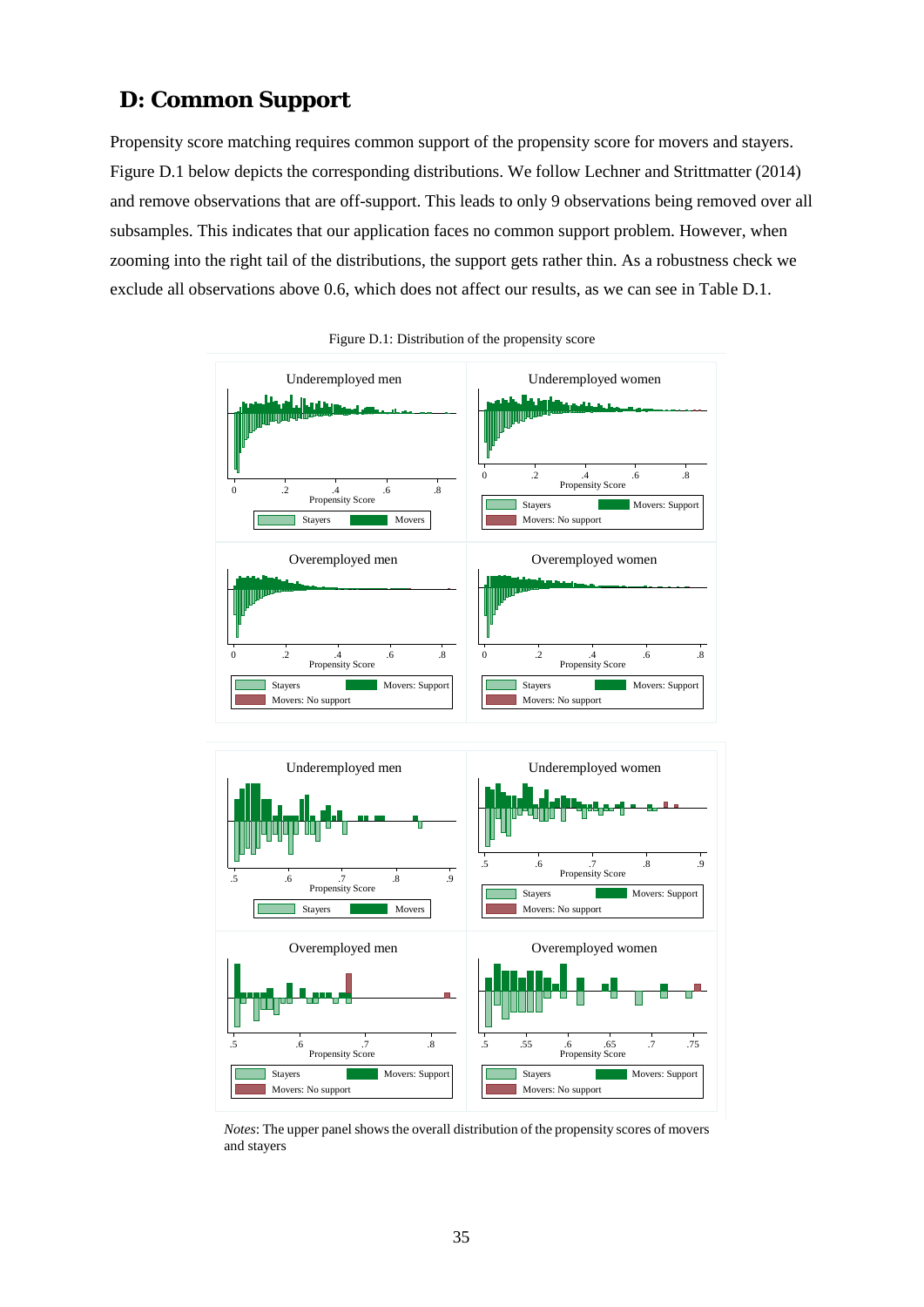## D: Common Support

Propensity score matching requires common support of the propensity score for movers and stayers. Figure D.1 below depicts the corresponding distributions. We follow Lechner and Strittmatter (2014) and remove observations that are off-support. This leads to only 9 observations being removed over all subsamples. This indicates that our application faces no common support problem. However, when zooming into the right tail of the distributions, the support gets rather thin. As a robustness check we exclude all observations above 0.6, which does not affect our results, as we can see in Table D.1.

Figure D.1: Distribution of the propensity score

*Notes*: The upper panel shows the overall distribution of the propensity scores of movers and stayers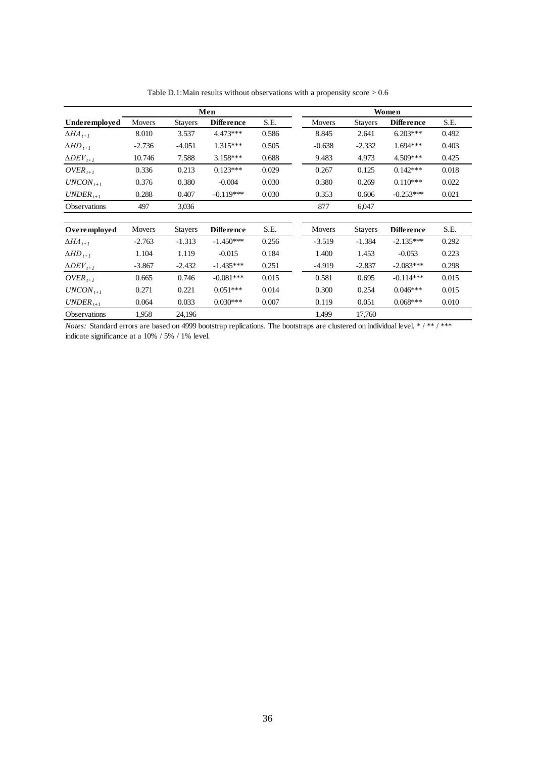Table D.1:Main results without observations with a propensity score > 0.6

| | Men | | | | Women | | | |
|---|---|---|---|---|---|---|---|---|
| **Underemployed** | Movers | Stayers | **Difference** | S.E. | Movers | Stayers | **Difference** | S.E. |
| $\Delta HA_{t+1}$ | 8.010 | 3.537 | 4.473*** | 0.586 | 8.845 | 2.641 | 6.203*** | 0.492 |
| $\Delta HD_{t+1}$ | -2.736 | -4.051 | 1.315*** | 0.505 | -0.638 | -2.332 | 1.694*** | 0.403 |
| $\Delta DEV_{t+1}$ | 10.746 | 7.588 | 3.158*** | 0.688 | 9.483 | 4.973 | 4.509*** | 0.425 |
| $OVER_{t+1}$ | 0.336 | 0.213 | 0.123*** | 0.029 | 0.267 | 0.125 | 0.142*** | 0.018 |
| $UNCON_{t+1}$ | 0.376 | 0.380 | -0.004 | 0.030 | 0.380 | 0.269 | 0.110*** | 0.022 |
| $UNDER_{t+1}$ | 0.288 | 0.407 | -0.119*** | 0.030 | 0.353 | 0.606 | -0.253*** | 0.021 |
| Observations | 497 | 3,036 | | | 877 | 6,047 | | |
| **Overemployed** | Movers | Stayers | **Difference** | S.E. | Movers | Stayers | **Difference** | S.E. |
| $\Delta HA_{t+1}$ | -2.763 | -1.313 | -1.450*** | 0.256 | -3.519 | -1.384 | -2.135*** | 0.292 |
| $\Delta HD_{t+1}$ | 1.104 | 1.119 | -0.015 | 0.184 | 1.400 | 1.453 | -0.053 | 0.223 |
| $\Delta DEV_{t+1}$ | -3.867 | -2.432 | -1.435*** | 0.251 | -4.919 | -2.837 | -2.083*** | 0.298 |
| $OVER_{t+1}$ | 0.665 | 0.746 | -0.081*** | 0.015 | 0.581 | 0.695 | -0.114*** | 0.015 |
| $UNCON_{t+1}$ | 0.271 | 0.221 | 0.051*** | 0.014 | 0.300 | 0.254 | 0.046*** | 0.015 |
| $UNDER_{t+1}$ | 0.064 | 0.033 | 0.030*** | 0.007 | 0.119 | 0.051 | 0.068*** | 0.010 |
| Observations | 1,958 | 24,196 | | | 1,499 | 17,760 | | |

*Notes:* Standard errors are based on 4999 bootstrap replications. The bootstraps are clustered on individual level. * / ** / *** indicate significance at a 10% / 5% / 1% level.